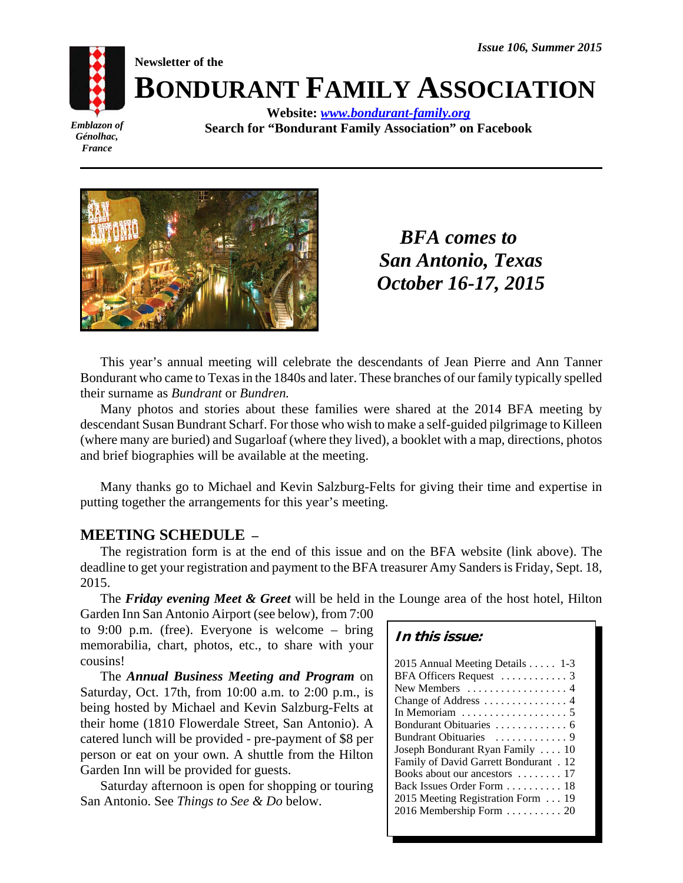Issue 106, Summer 2015

Emblazon of Génolhac, France

Newsletter of the

# BONDURANT FAMILY ASSOCIATION

**Website: [www.bondurant-family.org](http://www.bondurant-family.org)**
**Search for "Bondurant Family Association" on Facebook**

## *BFA comes to San Antonio, Texas October 16-17, 2015*

This year's annual meeting will celebrate the descendants of Jean Pierre and Ann Tanner Bondurant who came to Texas in the 1840s and later. These branches of our family typically spelled their surname as *Bundrant* or *Bundren.*

Many photos and stories about these families were shared at the 2014 BFA meeting by descendant Susan Bundrant Scharf. For those who wish to make a self-guided pilgrimage to Killeen (where many are buried) and Sugarloaf (where they lived), a booklet with a map, directions, photos and brief biographies will be available at the meeting.

Many thanks go to Michael and Kevin Salzburg-Felts for giving their time and expertise in putting together the arrangements for this year's meeting.

## MEETING SCHEDULE –

The registration form is at the end of this issue and on the BFA website (link above). The deadline to get your registration and payment to the BFA treasurer Amy Sanders is Friday, Sept. 18, 2015.

The ***Friday evening Meet & Greet*** will be held in the Lounge area of the host hotel, Hilton Garden Inn San Antonio Airport (see below), from 7:00 to 9:00 p.m. (free). Everyone is welcome – bring memorabilia, chart, photos, etc., to share with your cousins!

The ***Annual Business Meeting and Program*** on Saturday, Oct. 17th, from 10:00 a.m. to 2:00 p.m., is being hosted by Michael and Kevin Salzburg-Felts at their home (1810 Flowerdale Street, San Antonio). A catered lunch will be provided - pre-payment of $8 per person or eat on your own. A shuttle from the Hilton Garden Inn will be provided for guests.

Saturday afternoon is open for shopping or touring San Antonio. See *Things to See & Do* below.

### *In this issue:*

| | |
|---|---|
| 2015 Annual Meeting Details | 1-3 |
| BFA Officers Request | 3 |
| New Members | 4 |
| Change of Address | 4 |
| In Memoriam | 5 |
| Bondurant Obituaries | 6 |
| Bundrant Obituaries | 9 |
| Joseph Bondurant Ryan Family | 10 |
| Family of David Garrett Bondurant | 12 |
| Books about our ancestors | 17 |
| Back Issues Order Form | 18 |
| 2015 Meeting Registration Form | 19 |
| 2016 Membership Form | 20 |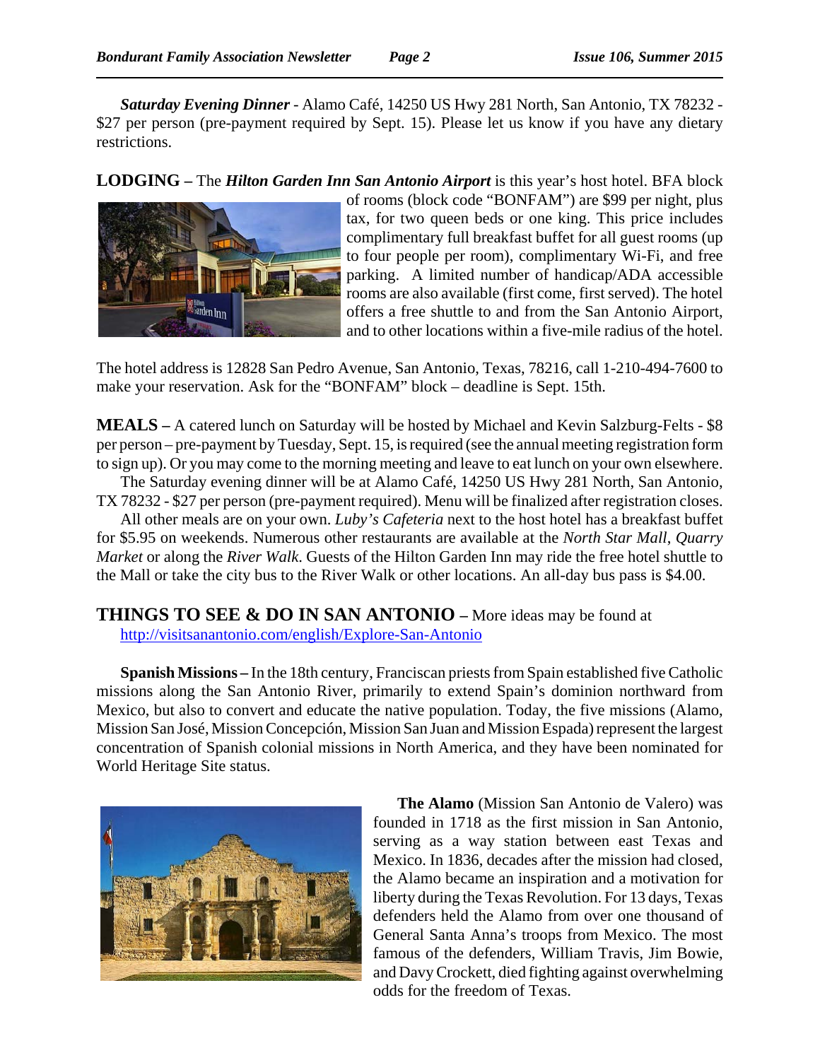***Saturday Evening Dinner*** - Alamo Café, 14250 US Hwy 281 North, San Antonio, TX 78232 - $27 per person (pre-payment required by Sept. 15). Please let us know if you have any dietary restrictions.

**LODGING –** The ***Hilton Garden Inn San Antonio Airport*** is this year's host hotel. BFA block of rooms (block code "BONFAM") are $99 per night, plus tax, for two queen beds or one king. This price includes complimentary full breakfast buffet for all guest rooms (up to four people per room), complimentary Wi-Fi, and free parking. A limited number of handicap/ADA accessible rooms are also available (first come, first served). The hotel offers a free shuttle to and from the San Antonio Airport, and to other locations within a five-mile radius of the hotel.

The hotel address is 12828 San Pedro Avenue, San Antonio, Texas, 78216, call 1-210-494-7600 to make your reservation. Ask for the "BONFAM" block – deadline is Sept. 15th.

**MEALS –** A catered lunch on Saturday will be hosted by Michael and Kevin Salzburg-Felts - $8 per person – pre-payment by Tuesday, Sept. 15, is required (see the annual meeting registration form to sign up). Or you may come to the morning meeting and leave to eat lunch on your own elsewhere.

The Saturday evening dinner will be at Alamo Café, 14250 US Hwy 281 North, San Antonio, TX 78232 - $27 per person (pre-payment required). Menu will be finalized after registration closes.

All other meals are on your own. *Luby's Cafeteria* next to the host hotel has a breakfast buffet for $5.95 on weekends. Numerous other restaurants are available at the *North Star Mall*, *Quarry Market* or along the *River Walk*. Guests of the Hilton Garden Inn may ride the free hotel shuttle to the Mall or take the city bus to the River Walk or other locations. An all-day bus pass is $4.00.

**THINGS TO SEE & DO IN SAN ANTONIO –** More ideas may be found at http://visitsanantonio.com/english/Explore-San-Antonio

**Spanish Missions –** In the 18th century, Franciscan priests from Spain established five Catholic missions along the San Antonio River, primarily to extend Spain's dominion northward from Mexico, but also to convert and educate the native population. Today, the five missions (Alamo, Mission San José, Mission Concepción, Mission San Juan and Mission Espada) represent the largest concentration of Spanish colonial missions in North America, and they have been nominated for World Heritage Site status.

**The Alamo** (Mission San Antonio de Valero) was founded in 1718 as the first mission in San Antonio, serving as a way station between east Texas and Mexico. In 1836, decades after the mission had closed, the Alamo became an inspiration and a motivation for liberty during the Texas Revolution. For 13 days, Texas defenders held the Alamo from over one thousand of General Santa Anna's troops from Mexico. The most famous of the defenders, William Travis, Jim Bowie, and Davy Crockett, died fighting against overwhelming odds for the freedom of Texas.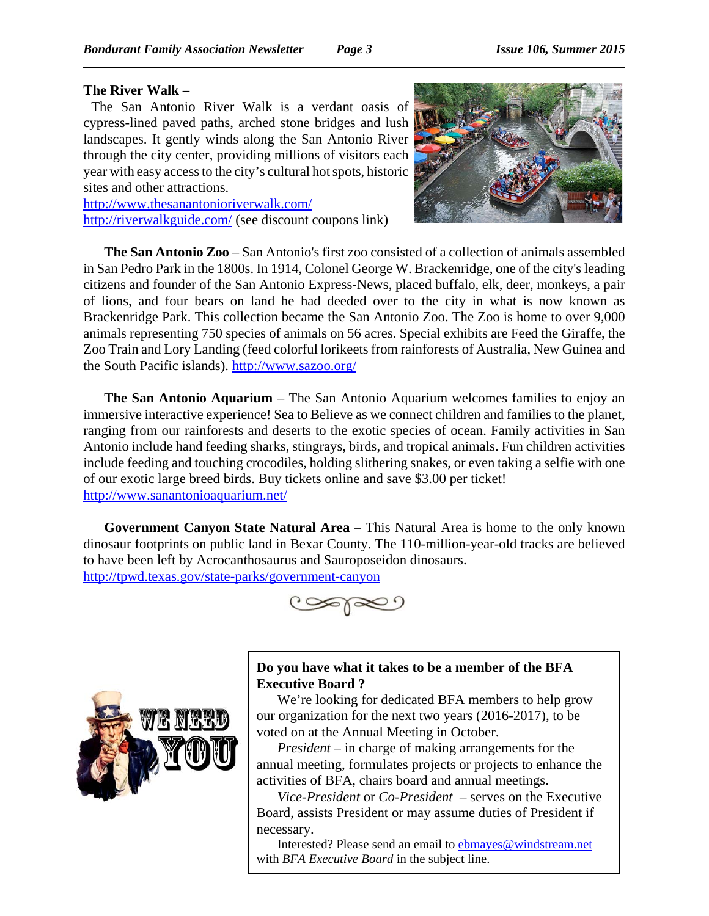**The River Walk –**

The San Antonio River Walk is a verdant oasis of cypress-lined paved paths, arched stone bridges and lush landscapes. It gently winds along the San Antonio River through the city center, providing millions of visitors each year with easy access to the city's cultural hot spots, historic sites and other attractions.
http://www.thesanantonioriverwalk.com/
http://riverwalkguide.com/ (see discount coupons link)

**The San Antonio Zoo** – San Antonio's first zoo consisted of a collection of animals assembled in San Pedro Park in the 1800s. In 1914, Colonel George W. Brackenridge, one of the city's leading citizens and founder of the San Antonio Express-News, placed buffalo, elk, deer, monkeys, a pair of lions, and four bears on land he had deeded over to the city in what is now known as Brackenridge Park. This collection became the San Antonio Zoo. The Zoo is home to over 9,000 animals representing 750 species of animals on 56 acres. Special exhibits are Feed the Giraffe, the Zoo Train and Lory Landing (feed colorful lorikeets from rainforests of Australia, New Guinea and the South Pacific islands). http://www.sazoo.org/

**The San Antonio Aquarium** – The San Antonio Aquarium welcomes families to enjoy an immersive interactive experience! Sea to Believe as we connect children and families to the planet, ranging from our rainforests and deserts to the exotic species of ocean. Family activities in San Antonio include hand feeding sharks, stingrays, birds, and tropical animals. Fun children activities include feeding and touching crocodiles, holding slithering snakes, or even taking a selfie with one of our exotic large breed birds. Buy tickets online and save $3.00 per ticket!
http://www.sanantonioaquarium.net/

**Government Canyon State Natural Area** – This Natural Area is home to the only known dinosaur footprints on public land in Bexar County. The 110-million-year-old tracks are believed to have been left by Acrocanthosaurus and Sauroposeidon dinosaurs.
http://tpwd.texas.gov/state-parks/government-canyon

**Do you have what it takes to be a member of the BFA Executive Board ?**

We're looking for dedicated BFA members to help grow our organization for the next two years (2016-2017), to be voted on at the Annual Meeting in October.

*President* – in charge of making arrangements for the annual meeting, formulates projects or projects to enhance the activities of BFA, chairs board and annual meetings.

*Vice-President* or *Co-President* – serves on the Executive Board, assists President or may assume duties of President if necessary.

Interested? Please send an email to ebmayes@windstream.net with *BFA Executive Board* in the subject line.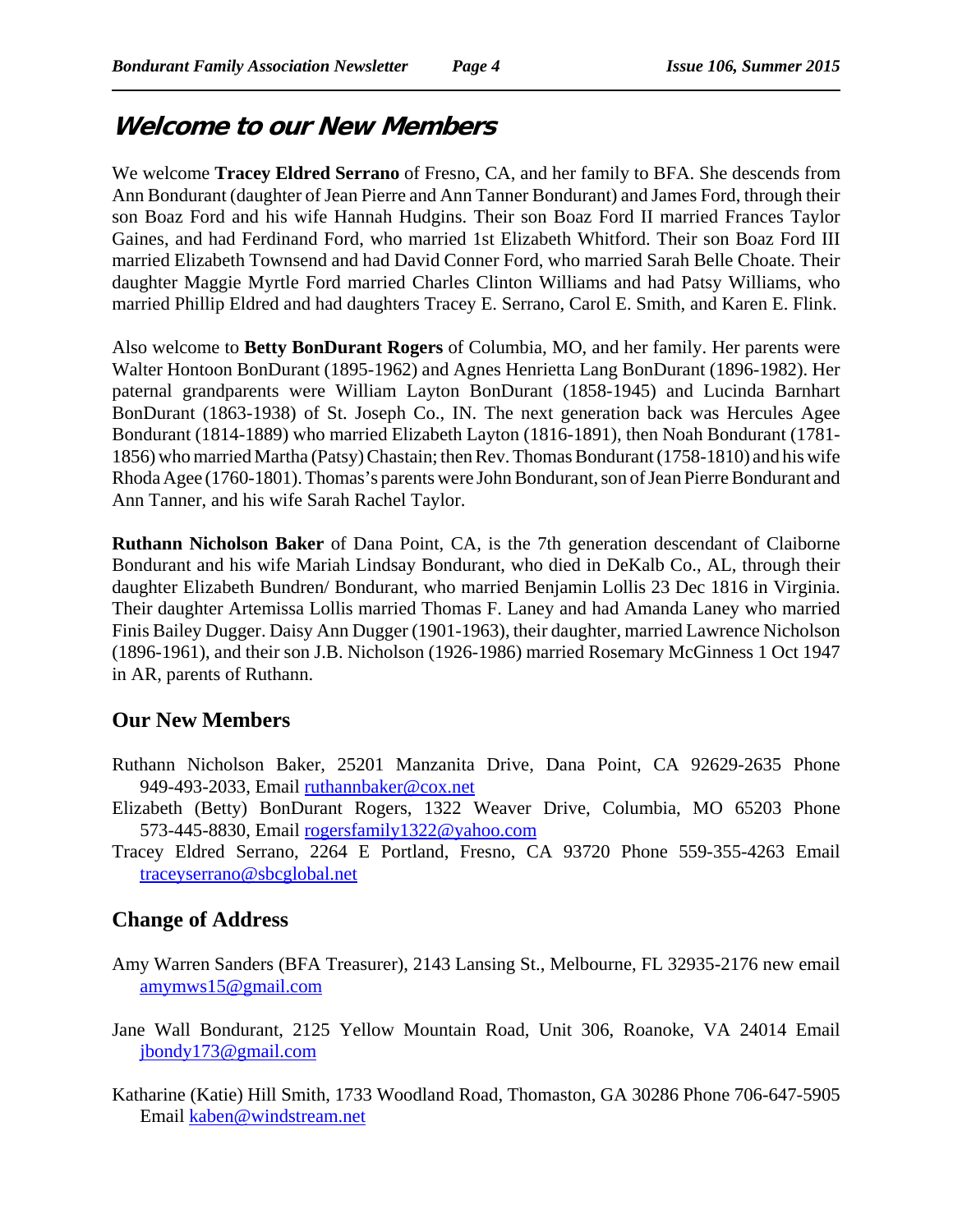# Welcome to our New Members

We welcome **Tracey Eldred Serrano** of Fresno, CA, and her family to BFA. She descends from Ann Bondurant (daughter of Jean Pierre and Ann Tanner Bondurant) and James Ford, through their son Boaz Ford and his wife Hannah Hudgins. Their son Boaz Ford II married Frances Taylor Gaines, and had Ferdinand Ford, who married 1st Elizabeth Whitford. Their son Boaz Ford III married Elizabeth Townsend and had David Conner Ford, who married Sarah Belle Choate. Their daughter Maggie Myrtle Ford married Charles Clinton Williams and had Patsy Williams, who married Phillip Eldred and had daughters Tracey E. Serrano, Carol E. Smith, and Karen E. Flink.

Also welcome to **Betty BonDurant Rogers** of Columbia, MO, and her family. Her parents were Walter Hontoon BonDurant (1895-1962) and Agnes Henrietta Lang BonDurant (1896-1982). Her paternal grandparents were William Layton BonDurant (1858-1945) and Lucinda Barnhart BonDurant (1863-1938) of St. Joseph Co., IN. The next generation back was Hercules Agee Bondurant (1814-1889) who married Elizabeth Layton (1816-1891), then Noah Bondurant (1781-1856) who married Martha (Patsy) Chastain; then Rev. Thomas Bondurant (1758-1810) and his wife Rhoda Agee (1760-1801). Thomas's parents were John Bondurant, son of Jean Pierre Bondurant and Ann Tanner, and his wife Sarah Rachel Taylor.

**Ruthann Nicholson Baker** of Dana Point, CA, is the 7th generation descendant of Claiborne Bondurant and his wife Mariah Lindsay Bondurant, who died in DeKalb Co., AL, through their daughter Elizabeth Bundren/ Bondurant, who married Benjamin Lollis 23 Dec 1816 in Virginia. Their daughter Artemissa Lollis married Thomas F. Laney and had Amanda Laney who married Finis Bailey Dugger. Daisy Ann Dugger (1901-1963), their daughter, married Lawrence Nicholson (1896-1961), and their son J.B. Nicholson (1926-1986) married Rosemary McGinness 1 Oct 1947 in AR, parents of Ruthann.

## Our New Members

Ruthann Nicholson Baker, 25201 Manzanita Drive, Dana Point, CA 92629-2635 Phone 949-493-2033, Email ruthannbaker@cox.net

Elizabeth (Betty) BonDurant Rogers, 1322 Weaver Drive, Columbia, MO 65203 Phone 573-445-8830, Email rogersfamily1322@yahoo.com

Tracey Eldred Serrano, 2264 E Portland, Fresno, CA 93720 Phone 559-355-4263 Email traceyserrano@sbcglobal.net

## Change of Address

Amy Warren Sanders (BFA Treasurer), 2143 Lansing St., Melbourne, FL 32935-2176 new email amymws15@gmail.com

Jane Wall Bondurant, 2125 Yellow Mountain Road, Unit 306, Roanoke, VA 24014 Email jbondy173@gmail.com

Katharine (Katie) Hill Smith, 1733 Woodland Road, Thomaston, GA 30286 Phone 706-647-5905 Email kaben@windstream.net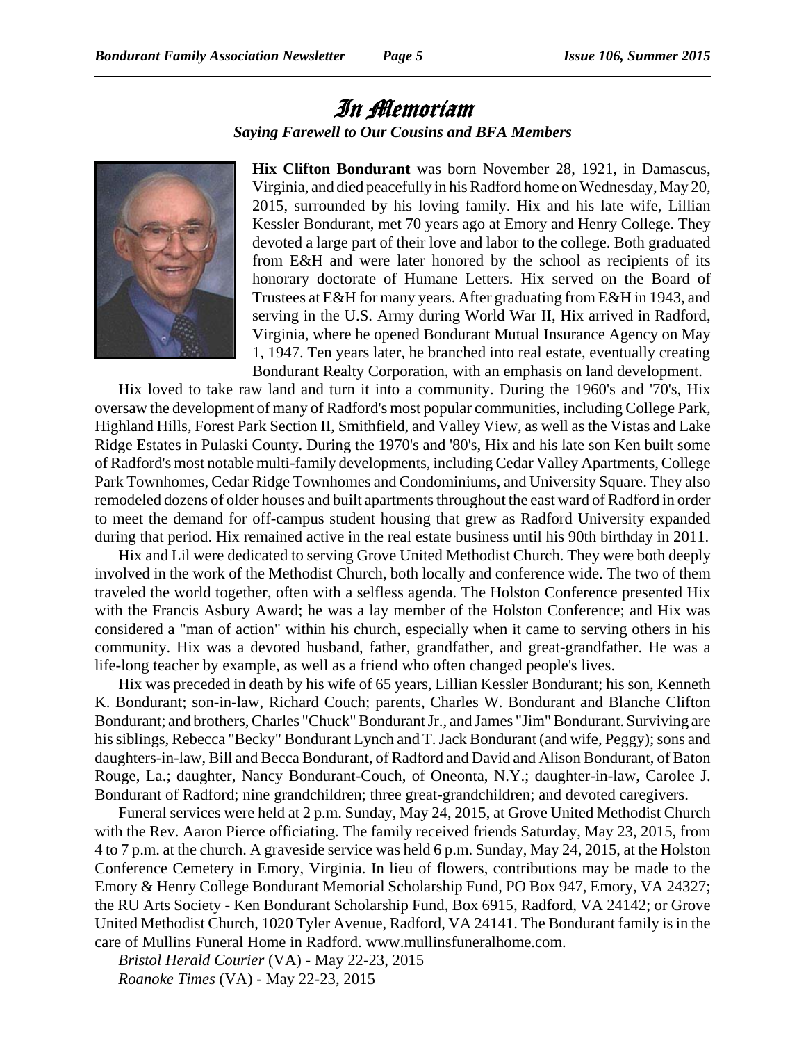# In Memoriam

***Saying Farewell to Our Cousins and BFA Members***

**Hix Clifton Bondurant** was born November 28, 1921, in Damascus, Virginia, and died peacefully in his Radford home on Wednesday, May 20, 2015, surrounded by his loving family. Hix and his late wife, Lillian Kessler Bondurant, met 70 years ago at Emory and Henry College. They devoted a large part of their love and labor to the college. Both graduated from E&H and were later honored by the school as recipients of its honorary doctorate of Humane Letters. Hix served on the Board of Trustees at E&H for many years. After graduating from E&H in 1943, and serving in the U.S. Army during World War II, Hix arrived in Radford, Virginia, where he opened Bondurant Mutual Insurance Agency on May 1, 1947. Ten years later, he branched into real estate, eventually creating Bondurant Realty Corporation, with an emphasis on land development.

Hix loved to take raw land and turn it into a community. During the 1960's and '70's, Hix oversaw the development of many of Radford's most popular communities, including College Park, Highland Hills, Forest Park Section II, Smithfield, and Valley View, as well as the Vistas and Lake Ridge Estates in Pulaski County. During the 1970's and '80's, Hix and his late son Ken built some of Radford's most notable multi-family developments, including Cedar Valley Apartments, College Park Townhomes, Cedar Ridge Townhomes and Condominiums, and University Square. They also remodeled dozens of older houses and built apartments throughout the east ward of Radford in order to meet the demand for off-campus student housing that grew as Radford University expanded during that period. Hix remained active in the real estate business until his 90th birthday in 2011.

Hix and Lil were dedicated to serving Grove United Methodist Church. They were both deeply involved in the work of the Methodist Church, both locally and conference wide. The two of them traveled the world together, often with a selfless agenda. The Holston Conference presented Hix with the Francis Asbury Award; he was a lay member of the Holston Conference; and Hix was considered a "man of action" within his church, especially when it came to serving others in his community. Hix was a devoted husband, father, grandfather, and great-grandfather. He was a life-long teacher by example, as well as a friend who often changed people's lives.

Hix was preceded in death by his wife of 65 years, Lillian Kessler Bondurant; his son, Kenneth K. Bondurant; son-in-law, Richard Couch; parents, Charles W. Bondurant and Blanche Clifton Bondurant; and brothers, Charles "Chuck" Bondurant Jr., and James "Jim" Bondurant. Surviving are his siblings, Rebecca "Becky" Bondurant Lynch and T. Jack Bondurant (and wife, Peggy); sons and daughters-in-law, Bill and Becca Bondurant, of Radford and David and Alison Bondurant, of Baton Rouge, La.; daughter, Nancy Bondurant-Couch, of Oneonta, N.Y.; daughter-in-law, Carolee J. Bondurant of Radford; nine grandchildren; three great-grandchildren; and devoted caregivers.

Funeral services were held at 2 p.m. Sunday, May 24, 2015, at Grove United Methodist Church with the Rev. Aaron Pierce officiating. The family received friends Saturday, May 23, 2015, from 4 to 7 p.m. at the church. A graveside service was held 6 p.m. Sunday, May 24, 2015, at the Holston Conference Cemetery in Emory, Virginia. In lieu of flowers, contributions may be made to the Emory & Henry College Bondurant Memorial Scholarship Fund, PO Box 947, Emory, VA 24327; the RU Arts Society - Ken Bondurant Scholarship Fund, Box 6915, Radford, VA 24142; or Grove United Methodist Church, 1020 Tyler Avenue, Radford, VA 24141. The Bondurant family is in the care of Mullins Funeral Home in Radford. www.mullinsfuneralhome.com.

*Bristol Herald Courier* (VA) - May 22-23, 2015

*Roanoke Times* (VA) - May 22-23, 2015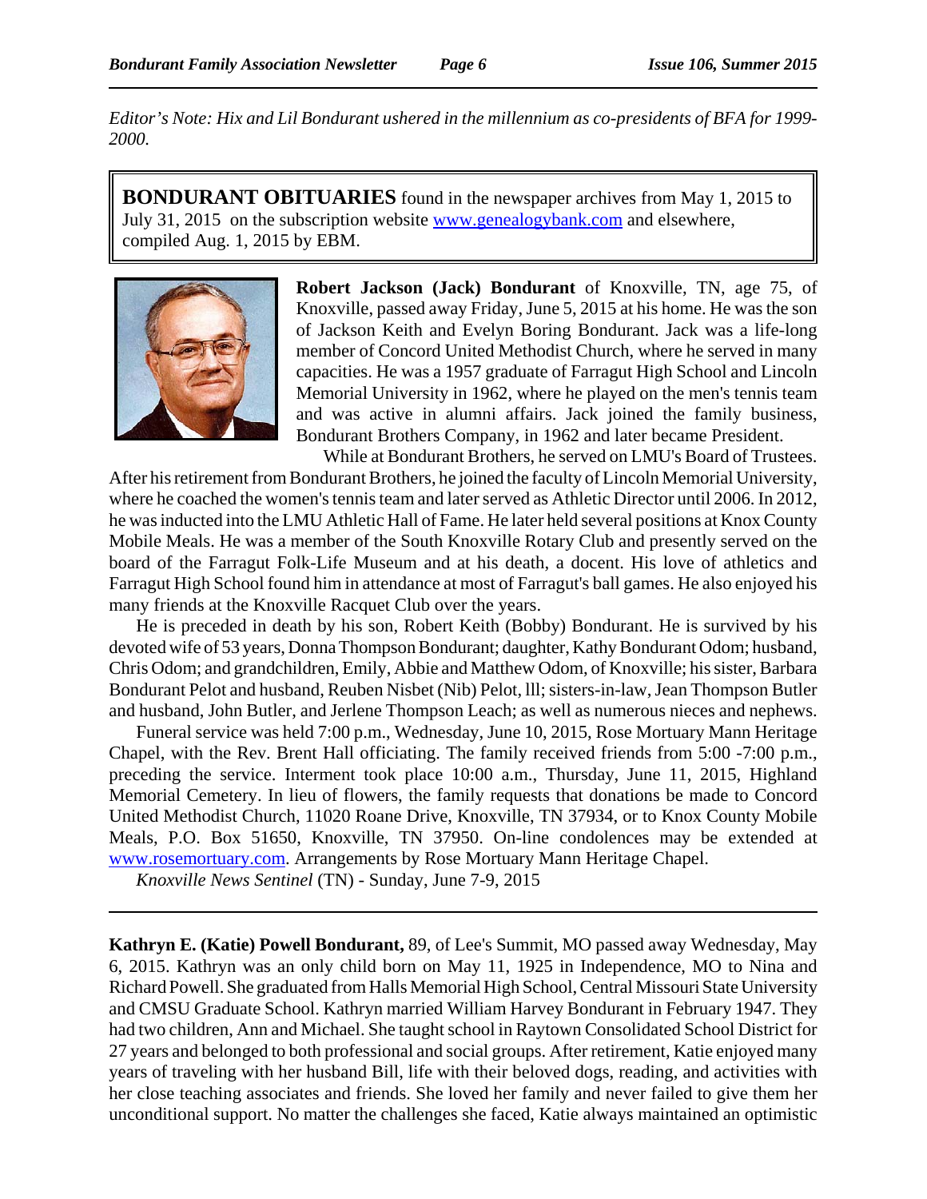*Editor's Note: Hix and Lil Bondurant ushered in the millennium as co-presidents of BFA for 1999-2000.*

---

**BONDURANT OBITUARIES** found in the newspaper archives from May 1, 2015 to July 31, 2015 on the subscription website www.genealogybank.com and elsewhere, compiled Aug. 1, 2015 by EBM.

---

**Robert Jackson (Jack) Bondurant** of Knoxville, TN, age 75, of Knoxville, passed away Friday, June 5, 2015 at his home. He was the son of Jackson Keith and Evelyn Boring Bondurant. Jack was a life-long member of Concord United Methodist Church, where he served in many capacities. He was a 1957 graduate of Farragut High School and Lincoln Memorial University in 1962, where he played on the men's tennis team and was active in alumni affairs. Jack joined the family business, Bondurant Brothers Company, in 1962 and later became President.

While at Bondurant Brothers, he served on LMU's Board of Trustees. After his retirement from Bondurant Brothers, he joined the faculty of Lincoln Memorial University, where he coached the women's tennis team and later served as Athletic Director until 2006. In 2012, he was inducted into the LMU Athletic Hall of Fame. He later held several positions at Knox County Mobile Meals. He was a member of the South Knoxville Rotary Club and presently served on the board of the Farragut Folk-Life Museum and at his death, a docent. His love of athletics and Farragut High School found him in attendance at most of Farragut's ball games. He also enjoyed his many friends at the Knoxville Racquet Club over the years.

He is preceded in death by his son, Robert Keith (Bobby) Bondurant. He is survived by his devoted wife of 53 years, Donna Thompson Bondurant; daughter, Kathy Bondurant Odom; husband, Chris Odom; and grandchildren, Emily, Abbie and Matthew Odom, of Knoxville; his sister, Barbara Bondurant Pelot and husband, Reuben Nisbet (Nib) Pelot, lll; sisters-in-law, Jean Thompson Butler and husband, John Butler, and Jerlene Thompson Leach; as well as numerous nieces and nephews.

Funeral service was held 7:00 p.m., Wednesday, June 10, 2015, Rose Mortuary Mann Heritage Chapel, with the Rev. Brent Hall officiating. The family received friends from 5:00 -7:00 p.m., preceding the service. Interment took place 10:00 a.m., Thursday, June 11, 2015, Highland Memorial Cemetery. In lieu of flowers, the family requests that donations be made to Concord United Methodist Church, 11020 Roane Drive, Knoxville, TN 37934, or to Knox County Mobile Meals, P.O. Box 51650, Knoxville, TN 37950. On-line condolences may be extended at www.rosemortuary.com. Arrangements by Rose Mortuary Mann Heritage Chapel.

*Knoxville News Sentinel* (TN) - Sunday, June 7-9, 2015

---

**Kathryn E. (Katie) Powell Bondurant,** 89, of Lee's Summit, MO passed away Wednesday, May 6, 2015. Kathryn was an only child born on May 11, 1925 in Independence, MO to Nina and Richard Powell. She graduated from Halls Memorial High School, Central Missouri State University and CMSU Graduate School. Kathryn married William Harvey Bondurant in February 1947. They had two children, Ann and Michael. She taught school in Raytown Consolidated School District for 27 years and belonged to both professional and social groups. After retirement, Katie enjoyed many years of traveling with her husband Bill, life with their beloved dogs, reading, and activities with her close teaching associates and friends. She loved her family and never failed to give them her unconditional support. No matter the challenges she faced, Katie always maintained an optimistic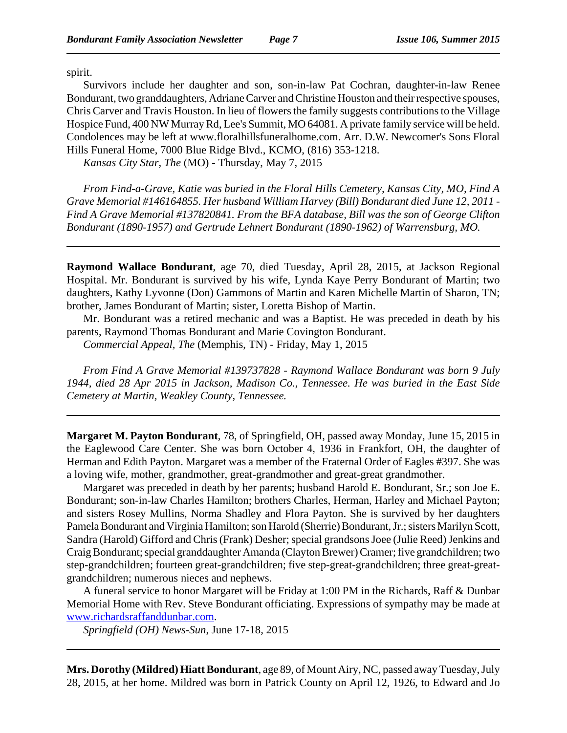spirit.

Survivors include her daughter and son, son-in-law Pat Cochran, daughter-in-law Renee Bondurant, two granddaughters, Adriane Carver and Christine Houston and their respective spouses, Chris Carver and Travis Houston. In lieu of flowers the family suggests contributions to the Village Hospice Fund, 400 NW Murray Rd, Lee's Summit, MO 64081. A private family service will be held. Condolences may be left at www.floralhillsfuneralhome.com. Arr. D.W. Newcomer's Sons Floral Hills Funeral Home, 7000 Blue Ridge Blvd., KCMO, (816) 353-1218.

*Kansas City Star, The* (MO) - Thursday, May 7, 2015

*From Find-a-Grave, Katie was buried in the Floral Hills Cemetery, Kansas City, MO, Find A Grave Memorial #146164855. Her husband William Harvey (Bill) Bondurant died June 12, 2011 - Find A Grave Memorial #137820841. From the BFA database, Bill was the son of George Clifton Bondurant (1890-1957) and Gertrude Lehnert Bondurant (1890-1962) of Warrensburg, MO.*

---

**Raymond Wallace Bondurant**, age 70, died Tuesday, April 28, 2015, at Jackson Regional Hospital. Mr. Bondurant is survived by his wife, Lynda Kaye Perry Bondurant of Martin; two daughters, Kathy Lyvonne (Don) Gammons of Martin and Karen Michelle Martin of Sharon, TN; brother, James Bondurant of Martin; sister, Loretta Bishop of Martin.

Mr. Bondurant was a retired mechanic and was a Baptist. He was preceded in death by his parents, Raymond Thomas Bondurant and Marie Covington Bondurant.

*Commercial Appeal, The* (Memphis, TN) - Friday, May 1, 2015

*From Find A Grave Memorial #139737828 - Raymond Wallace Bondurant was born 9 July 1944, died 28 Apr 2015 in Jackson, Madison Co., Tennessee. He was buried in the East Side Cemetery at Martin, Weakley County, Tennessee.*

---

**Margaret M. Payton Bondurant**, 78, of Springfield, OH, passed away Monday, June 15, 2015 in the Eaglewood Care Center. She was born October 4, 1936 in Frankfort, OH, the daughter of Herman and Edith Payton. Margaret was a member of the Fraternal Order of Eagles #397. She was a loving wife, mother, grandmother, great-grandmother and great-great grandmother.

Margaret was preceded in death by her parents; husband Harold E. Bondurant, Sr.; son Joe E. Bondurant; son-in-law Charles Hamilton; brothers Charles, Herman, Harley and Michael Payton; and sisters Rosey Mullins, Norma Shadley and Flora Payton. She is survived by her daughters Pamela Bondurant and Virginia Hamilton; son Harold (Sherrie) Bondurant, Jr.; sisters Marilyn Scott, Sandra (Harold) Gifford and Chris (Frank) Desher; special grandsons Joee (Julie Reed) Jenkins and Craig Bondurant; special granddaughter Amanda (Clayton Brewer) Cramer; five grandchildren; two step-grandchildren; fourteen great-grandchildren; five step-great-grandchildren; three great-great-grandchildren; numerous nieces and nephews.

A funeral service to honor Margaret will be Friday at 1:00 PM in the Richards, Raff & Dunbar Memorial Home with Rev. Steve Bondurant officiating. Expressions of sympathy may be made at www.richardsraffanddunbar.com.

*Springfield (OH) News-Sun*, June 17-18, 2015

---

**Mrs. Dorothy (Mildred) Hiatt Bondurant**, age 89, of Mount Airy, NC, passed away Tuesday, July 28, 2015, at her home. Mildred was born in Patrick County on April 12, 1926, to Edward and Jo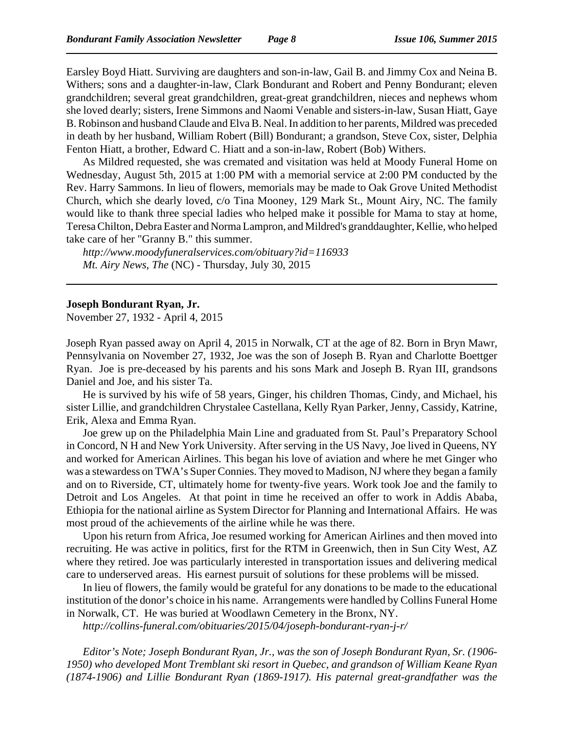Earsley Boyd Hiatt. Surviving are daughters and son-in-law, Gail B. and Jimmy Cox and Neina B. Withers; sons and a daughter-in-law, Clark Bondurant and Robert and Penny Bondurant; eleven grandchildren; several great grandchildren, great-great grandchildren, nieces and nephews whom she loved dearly; sisters, Irene Simmons and Naomi Venable and sisters-in-law, Susan Hiatt, Gaye B. Robinson and husband Claude and Elva B. Neal. In addition to her parents, Mildred was preceded in death by her husband, William Robert (Bill) Bondurant; a grandson, Steve Cox, sister, Delphia Fenton Hiatt, a brother, Edward C. Hiatt and a son-in-law, Robert (Bob) Withers.

As Mildred requested, she was cremated and visitation was held at Moody Funeral Home on Wednesday, August 5th, 2015 at 1:00 PM with a memorial service at 2:00 PM conducted by the Rev. Harry Sammons. In lieu of flowers, memorials may be made to Oak Grove United Methodist Church, which she dearly loved, c/o Tina Mooney, 129 Mark St., Mount Airy, NC. The family would like to thank three special ladies who helped make it possible for Mama to stay at home, Teresa Chilton, Debra Easter and Norma Lampron, and Mildred's granddaughter, Kellie, who helped take care of her "Granny B." this summer.

*http://www.moodyfuneralservices.com/obituary?id=116933*
*Mt. Airy News, The* (NC) - Thursday, July 30, 2015

---

**Joseph Bondurant Ryan, Jr.**
November 27, 1932 - April 4, 2015

Joseph Ryan passed away on April 4, 2015 in Norwalk, CT at the age of 82. Born in Bryn Mawr, Pennsylvania on November 27, 1932, Joe was the son of Joseph B. Ryan and Charlotte Boettger Ryan. Joe is pre-deceased by his parents and his sons Mark and Joseph B. Ryan III, grandsons Daniel and Joe, and his sister Ta.

He is survived by his wife of 58 years, Ginger, his children Thomas, Cindy, and Michael, his sister Lillie, and grandchildren Chrystalee Castellana, Kelly Ryan Parker, Jenny, Cassidy, Katrine, Erik, Alexa and Emma Ryan.

Joe grew up on the Philadelphia Main Line and graduated from St. Paul's Preparatory School in Concord, N H and New York University. After serving in the US Navy, Joe lived in Queens, NY and worked for American Airlines. This began his love of aviation and where he met Ginger who was a stewardess on TWA's Super Connies. They moved to Madison, NJ where they began a family and on to Riverside, CT, ultimately home for twenty-five years. Work took Joe and the family to Detroit and Los Angeles. At that point in time he received an offer to work in Addis Ababa, Ethiopia for the national airline as System Director for Planning and International Affairs. He was most proud of the achievements of the airline while he was there.

Upon his return from Africa, Joe resumed working for American Airlines and then moved into recruiting. He was active in politics, first for the RTM in Greenwich, then in Sun City West, AZ where they retired. Joe was particularly interested in transportation issues and delivering medical care to underserved areas. His earnest pursuit of solutions for these problems will be missed.

In lieu of flowers, the family would be grateful for any donations to be made to the educational institution of the donor's choice in his name. Arrangements were handled by Collins Funeral Home in Norwalk, CT. He was buried at Woodlawn Cemetery in the Bronx, NY.

*http://collins-funeral.com/obituaries/2015/04/joseph-bondurant-ryan-j-r/*

*Editor's Note; Joseph Bondurant Ryan, Jr., was the son of Joseph Bondurant Ryan, Sr. (1906-1950) who developed Mont Tremblant ski resort in Quebec, and grandson of William Keane Ryan (1874-1906) and Lillie Bondurant Ryan (1869-1917). His paternal great-grandfather was the*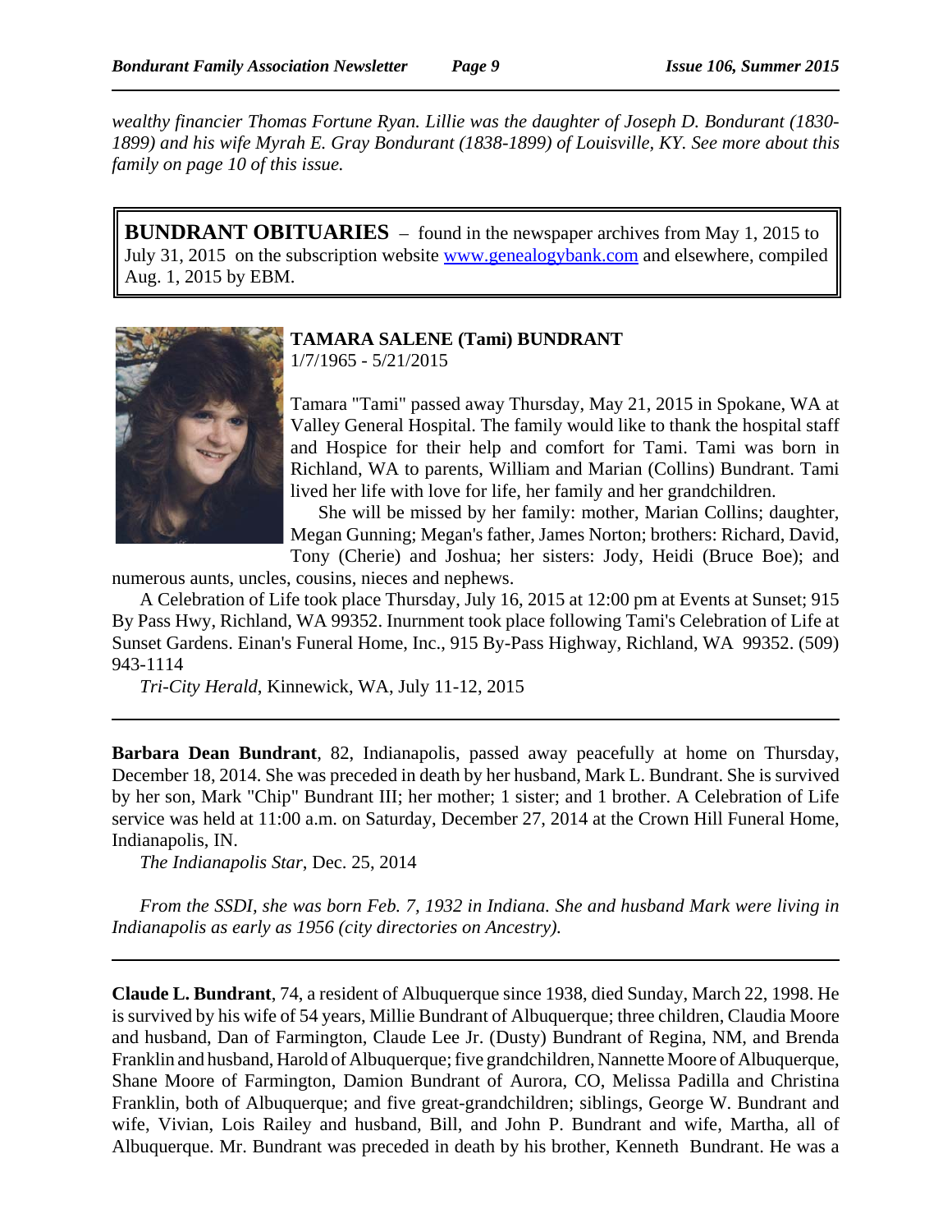*wealthy financier Thomas Fortune Ryan. Lillie was the daughter of Joseph D. Bondurant (1830-1899) and his wife Myrah E. Gray Bondurant (1838-1899) of Louisville, KY. See more about this family on page 10 of this issue.*

**BUNDRANT OBITUARIES** – found in the newspaper archives from May 1, 2015 to July 31, 2015 on the subscription website www.genealogybank.com and elsewhere, compiled Aug. 1, 2015 by EBM.

**TAMARA SALENE (Tami) BUNDRANT**
1/7/1965 - 5/21/2015

Tamara "Tami" passed away Thursday, May 21, 2015 in Spokane, WA at Valley General Hospital. The family would like to thank the hospital staff and Hospice for their help and comfort for Tami. Tami was born in Richland, WA to parents, William and Marian (Collins) Bundrant. Tami lived her life with love for life, her family and her grandchildren.

She will be missed by her family: mother, Marian Collins; daughter, Megan Gunning; Megan's father, James Norton; brothers: Richard, David, Tony (Cherie) and Joshua; her sisters: Jody, Heidi (Bruce Boe); and numerous aunts, uncles, cousins, nieces and nephews.

A Celebration of Life took place Thursday, July 16, 2015 at 12:00 pm at Events at Sunset; 915 By Pass Hwy, Richland, WA 99352. Inurnment took place following Tami's Celebration of Life at Sunset Gardens. Einan's Funeral Home, Inc., 915 By-Pass Highway, Richland, WA 99352. (509) 943-1114

*Tri-City Herald*, Kinnewick, WA, July 11-12, 2015

---

**Barbara Dean Bundrant**, 82, Indianapolis, passed away peacefully at home on Thursday, December 18, 2014. She was preceded in death by her husband, Mark L. Bundrant. She is survived by her son, Mark "Chip" Bundrant III; her mother; 1 sister; and 1 brother. A Celebration of Life service was held at 11:00 a.m. on Saturday, December 27, 2014 at the Crown Hill Funeral Home, Indianapolis, IN.

*The Indianapolis Star*, Dec. 25, 2014

*From the SSDI, she was born Feb. 7, 1932 in Indiana. She and husband Mark were living in Indianapolis as early as 1956 (city directories on Ancestry).*

---

**Claude L. Bundrant**, 74, a resident of Albuquerque since 1938, died Sunday, March 22, 1998. He is survived by his wife of 54 years, Millie Bundrant of Albuquerque; three children, Claudia Moore and husband, Dan of Farmington, Claude Lee Jr. (Dusty) Bundrant of Regina, NM, and Brenda Franklin and husband, Harold of Albuquerque; five grandchildren, Nannette Moore of Albuquerque, Shane Moore of Farmington, Damion Bundrant of Aurora, CO, Melissa Padilla and Christina Franklin, both of Albuquerque; and five great-grandchildren; siblings, George W. Bundrant and wife, Vivian, Lois Railey and husband, Bill, and John P. Bundrant and wife, Martha, all of Albuquerque. Mr. Bundrant was preceded in death by his brother, Kenneth Bundrant. He was a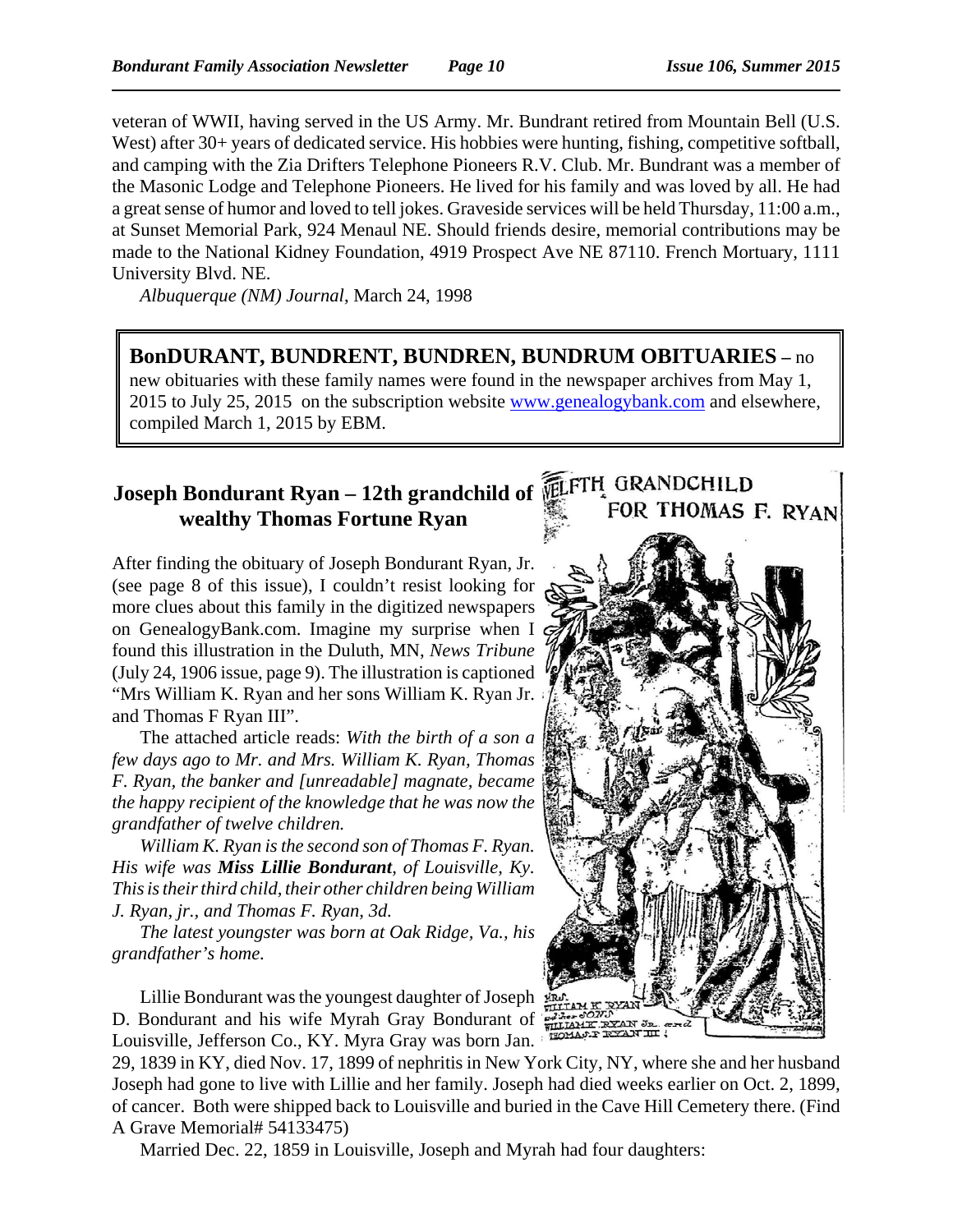veteran of WWII, having served in the US Army. Mr. Bundrant retired from Mountain Bell (U.S. West) after 30+ years of dedicated service. His hobbies were hunting, fishing, competitive softball, and camping with the Zia Drifters Telephone Pioneers R.V. Club. Mr. Bundrant was a member of the Masonic Lodge and Telephone Pioneers. He lived for his family and was loved by all. He had a great sense of humor and loved to tell jokes. Graveside services will be held Thursday, 11:00 a.m., at Sunset Memorial Park, 924 Menaul NE. Should friends desire, memorial contributions may be made to the National Kidney Foundation, 4919 Prospect Ave NE 87110. French Mortuary, 1111 University Blvd. NE.

*Albuquerque (NM) Journal*, March 24, 1998

**BonDURANT, BUNDRENT, BUNDREN, BUNDRUM OBITUARIES –** no new obituaries with these family names were found in the newspaper archives from May 1, 2015 to July 25, 2015 on the subscription website www.genealogybank.com and elsewhere, compiled March 1, 2015 by EBM.

## Joseph Bondurant Ryan – 12th grandchild of wealthy Thomas Fortune Ryan

After finding the obituary of Joseph Bondurant Ryan, Jr. (see page 8 of this issue), I couldn't resist looking for more clues about this family in the digitized newspapers on GenealogyBank.com. Imagine my surprise when I found this illustration in the Duluth, MN, *News Tribune* (July 24, 1906 issue, page 9). The illustration is captioned "Mrs William K. Ryan and her sons William K. Ryan Jr. and Thomas F Ryan III".

The attached article reads: *With the birth of a son a few days ago to Mr. and Mrs. William K. Ryan, Thomas F. Ryan, the banker and [unreadable] magnate, became the happy recipient of the knowledge that he was now the grandfather of twelve children.*

*William K. Ryan is the second son of Thomas F. Ryan. His wife was **Miss Lillie Bondurant**, of Louisville, Ky. This is their third child, their other children being William J. Ryan, jr., and Thomas F. Ryan, 3d.*

*The latest youngster was born at Oak Ridge, Va., his grandfather's home.*

TWELFTH GRANDCHILD FOR THOMAS F. RYAN

MRS. WILLIAM K RYAN and her SONS WILLIAM K. RYAN Jr. and THOMAS F RYAN III

Lillie Bondurant was the youngest daughter of Joseph D. Bondurant and his wife Myrah Gray Bondurant of Louisville, Jefferson Co., KY. Myra Gray was born Jan. 29, 1839 in KY, died Nov. 17, 1899 of nephritis in New York City, NY, where she and her husband Joseph had gone to live with Lillie and her family. Joseph had died weeks earlier on Oct. 2, 1899, of cancer. Both were shipped back to Louisville and buried in the Cave Hill Cemetery there. (Find A Grave Memorial# 54133475)

Married Dec. 22, 1859 in Louisville, Joseph and Myrah had four daughters: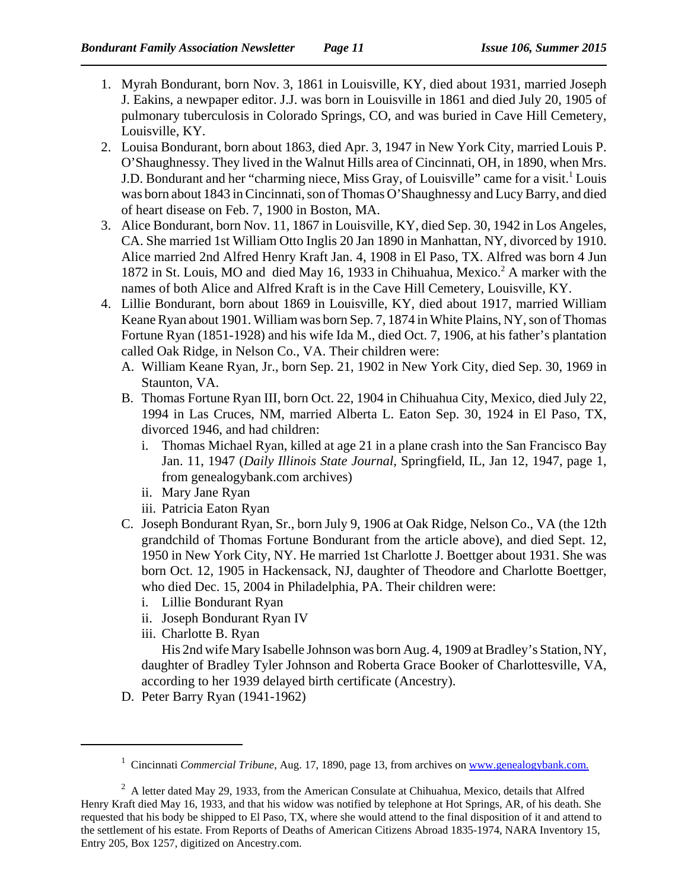1. Myrah Bondurant, born Nov. 3, 1861 in Louisville, KY, died about 1931, married Joseph J. Eakins, a newpaper editor. J.J. was born in Louisville in 1861 and died July 20, 1905 of pulmonary tuberculosis in Colorado Springs, CO, and was buried in Cave Hill Cemetery, Louisville, KY.
2. Louisa Bondurant, born about 1863, died Apr. 3, 1947 in New York City, married Louis P. O'Shaughnessy. They lived in the Walnut Hills area of Cincinnati, OH, in 1890, when Mrs. J.D. Bondurant and her "charming niece, Miss Gray, of Louisville" came for a visit.[1] Louis was born about 1843 in Cincinnati, son of Thomas O'Shaughnessy and Lucy Barry, and died of heart disease on Feb. 7, 1900 in Boston, MA.
3. Alice Bondurant, born Nov. 11, 1867 in Louisville, KY, died Sep. 30, 1942 in Los Angeles, CA. She married 1st William Otto Inglis 20 Jan 1890 in Manhattan, NY, divorced by 1910. Alice married 2nd Alfred Henry Kraft Jan. 4, 1908 in El Paso, TX. Alfred was born 4 Jun 1872 in St. Louis, MO and died May 16, 1933 in Chihuahua, Mexico.[2] A marker with the names of both Alice and Alfred Kraft is in the Cave Hill Cemetery, Louisville, KY.
4. Lillie Bondurant, born about 1869 in Louisville, KY, died about 1917, married William Keane Ryan about 1901. William was born Sep. 7, 1874 in White Plains, NY, son of Thomas Fortune Ryan (1851-1928) and his wife Ida M., died Oct. 7, 1906, at his father's plantation called Oak Ridge, in Nelson Co., VA. Their children were:
   A. William Keane Ryan, Jr., born Sep. 21, 1902 in New York City, died Sep. 30, 1969 in Staunton, VA.
   B. Thomas Fortune Ryan III, born Oct. 22, 1904 in Chihuahua City, Mexico, died July 22, 1994 in Las Cruces, NM, married Alberta L. Eaton Sep. 30, 1924 in El Paso, TX, divorced 1946, and had children:
      i. Thomas Michael Ryan, killed at age 21 in a plane crash into the San Francisco Bay Jan. 11, 1947 (*Daily Illinois State Journal*, Springfield, IL, Jan 12, 1947, page 1, from genealogybank.com archives)
      ii. Mary Jane Ryan
      iii. Patricia Eaton Ryan
   C. Joseph Bondurant Ryan, Sr., born July 9, 1906 at Oak Ridge, Nelson Co., VA (the 12th grandchild of Thomas Fortune Bondurant from the article above), and died Sept. 12, 1950 in New York City, NY. He married 1st Charlotte J. Boettger about 1931. She was born Oct. 12, 1905 in Hackensack, NJ, daughter of Theodore and Charlotte Boettger, who died Dec. 15, 2004 in Philadelphia, PA. Their children were:
      i. Lillie Bondurant Ryan
      ii. Joseph Bondurant Ryan IV
      iii. Charlotte B. Ryan

      His 2nd wife Mary Isabelle Johnson was born Aug. 4, 1909 at Bradley's Station, NY, daughter of Bradley Tyler Johnson and Roberta Grace Booker of Charlottesville, VA, according to her 1939 delayed birth certificate (Ancestry).
   D. Peter Barry Ryan (1941-1962)

---

[1] Cincinnati *Commercial Tribune*, Aug. 17, 1890, page 13, from archives on www.genealogybank.com.

[2] A letter dated May 29, 1933, from the American Consulate at Chihuahua, Mexico, details that Alfred Henry Kraft died May 16, 1933, and that his widow was notified by telephone at Hot Springs, AR, of his death. She requested that his body be shipped to El Paso, TX, where she would attend to the final disposition of it and attend to the settlement of his estate. From Reports of Deaths of American Citizens Abroad 1835-1974, NARA Inventory 15, Entry 205, Box 1257, digitized on Ancestry.com.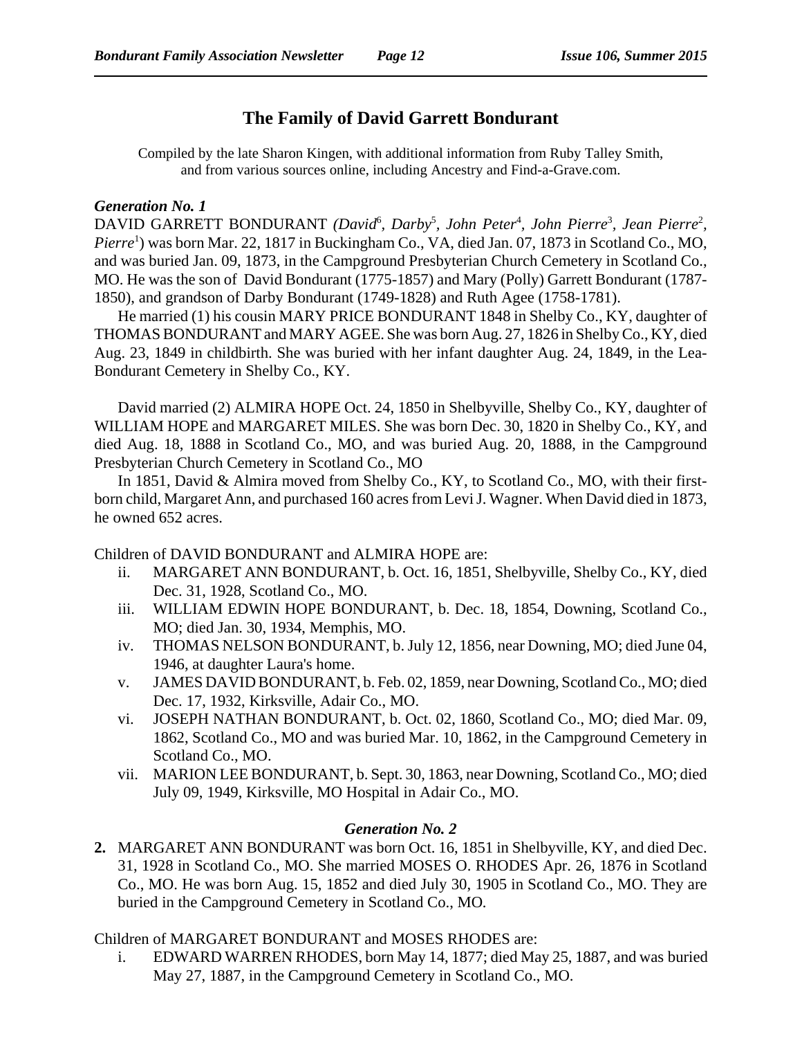# The Family of David Garrett Bondurant

Compiled by the late Sharon Kingen, with additional information from Ruby Talley Smith, and from various sources online, including Ancestry and Find-a-Grave.com.

### *Generation No. 1*

DAVID GARRETT BONDURANT *(David*[6]*, Darby*[5]*, John Peter*[4]*, John Pierre*[3]*, Jean Pierre*[2]*, Pierre*[1]) was born Mar. 22, 1817 in Buckingham Co., VA, died Jan. 07, 1873 in Scotland Co., MO, and was buried Jan. 09, 1873, in the Campground Presbyterian Church Cemetery in Scotland Co., MO. He was the son of David Bondurant (1775-1857) and Mary (Polly) Garrett Bondurant (1787-1850), and grandson of Darby Bondurant (1749-1828) and Ruth Agee (1758-1781).

He married (1) his cousin MARY PRICE BONDURANT 1848 in Shelby Co., KY, daughter of THOMAS BONDURANT and MARY AGEE. She was born Aug. 27, 1826 in Shelby Co., KY, died Aug. 23, 1849 in childbirth. She was buried with her infant daughter Aug. 24, 1849, in the Lea-Bondurant Cemetery in Shelby Co., KY.

David married (2) ALMIRA HOPE Oct. 24, 1850 in Shelbyville, Shelby Co., KY, daughter of WILLIAM HOPE and MARGARET MILES. She was born Dec. 30, 1820 in Shelby Co., KY, and died Aug. 18, 1888 in Scotland Co., MO, and was buried Aug. 20, 1888, in the Campground Presbyterian Church Cemetery in Scotland Co., MO

In 1851, David & Almira moved from Shelby Co., KY, to Scotland Co., MO, with their first-born child, Margaret Ann, and purchased 160 acres from Levi J. Wagner. When David died in 1873, he owned 652 acres.

Children of DAVID BONDURANT and ALMIRA HOPE are:

- ii. MARGARET ANN BONDURANT, b. Oct. 16, 1851, Shelbyville, Shelby Co., KY, died Dec. 31, 1928, Scotland Co., MO.
- iii. WILLIAM EDWIN HOPE BONDURANT, b. Dec. 18, 1854, Downing, Scotland Co., MO; died Jan. 30, 1934, Memphis, MO.
- iv. THOMAS NELSON BONDURANT, b. July 12, 1856, near Downing, MO; died June 04, 1946, at daughter Laura's home.
- v. JAMES DAVID BONDURANT, b. Feb. 02, 1859, near Downing, Scotland Co., MO; died Dec. 17, 1932, Kirksville, Adair Co., MO.
- vi. JOSEPH NATHAN BONDURANT, b. Oct. 02, 1860, Scotland Co., MO; died Mar. 09, 1862, Scotland Co., MO and was buried Mar. 10, 1862, in the Campground Cemetery in Scotland Co., MO.
- vii. MARION LEE BONDURANT, b. Sept. 30, 1863, near Downing, Scotland Co., MO; died July 09, 1949, Kirksville, MO Hospital in Adair Co., MO.

### *Generation No. 2*

**2.** MARGARET ANN BONDURANT was born Oct. 16, 1851 in Shelbyville, KY, and died Dec. 31, 1928 in Scotland Co., MO. She married MOSES O. RHODES Apr. 26, 1876 in Scotland Co., MO. He was born Aug. 15, 1852 and died July 30, 1905 in Scotland Co., MO. They are buried in the Campground Cemetery in Scotland Co., MO.

Children of MARGARET BONDURANT and MOSES RHODES are:

- i. EDWARD WARREN RHODES, born May 14, 1877; died May 25, 1887, and was buried May 27, 1887, in the Campground Cemetery in Scotland Co., MO.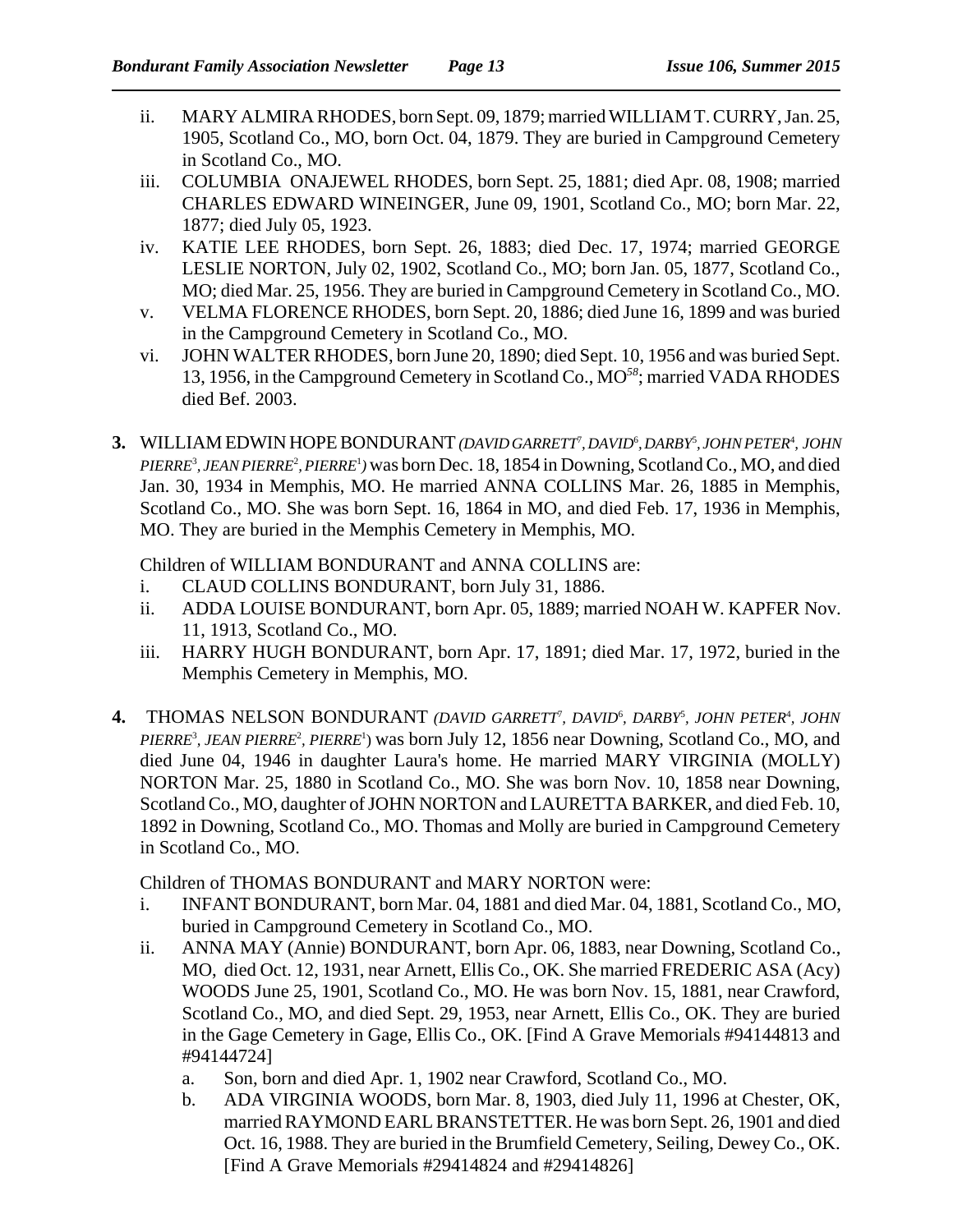ii. MARY ALMIRA RHODES, born Sept. 09, 1879; married WILLIAM T. CURRY, Jan. 25, 1905, Scotland Co., MO, born Oct. 04, 1879. They are buried in Campground Cemetery in Scotland Co., MO.

iii. COLUMBIA ONAJEWEL RHODES, born Sept. 25, 1881; died Apr. 08, 1908; married CHARLES EDWARD WINEINGER, June 09, 1901, Scotland Co., MO; born Mar. 22, 1877; died July 05, 1923.

iv. KATIE LEE RHODES, born Sept. 26, 1883; died Dec. 17, 1974; married GEORGE LESLIE NORTON, July 02, 1902, Scotland Co., MO; born Jan. 05, 1877, Scotland Co., MO; died Mar. 25, 1956. They are buried in Campground Cemetery in Scotland Co., MO.

v. VELMA FLORENCE RHODES, born Sept. 20, 1886; died June 16, 1899 and was buried in the Campground Cemetery in Scotland Co., MO.

vi. JOHN WALTER RHODES, born June 20, 1890; died Sept. 10, 1956 and was buried Sept. 13, 1956, in the Campground Cemetery in Scotland Co., MO[58]; married VADA RHODES died Bef. 2003.

**3.** WILLIAM EDWIN HOPE BONDURANT *(DAVID GARRETT[7], DAVID[6], DARBY[5], JOHN PETER[4], JOHN PIERRE[3], JEAN PIERRE[2], PIERRE[1])* was born Dec. 18, 1854 in Downing, Scotland Co., MO, and died Jan. 30, 1934 in Memphis, MO. He married ANNA COLLINS Mar. 26, 1885 in Memphis, Scotland Co., MO. She was born Sept. 16, 1864 in MO, and died Feb. 17, 1936 in Memphis, MO. They are buried in the Memphis Cemetery in Memphis, MO.

Children of WILLIAM BONDURANT and ANNA COLLINS are:

i. CLAUD COLLINS BONDURANT, born July 31, 1886.

ii. ADDA LOUISE BONDURANT, born Apr. 05, 1889; married NOAH W. KAPFER Nov. 11, 1913, Scotland Co., MO.

iii. HARRY HUGH BONDURANT, born Apr. 17, 1891; died Mar. 17, 1972, buried in the Memphis Cemetery in Memphis, MO.

**4.** THOMAS NELSON BONDURANT *(DAVID GARRETT[7], DAVID[6], DARBY[5], JOHN PETER[4], JOHN PIERRE[3], JEAN PIERRE[2], PIERRE[1])* was born July 12, 1856 near Downing, Scotland Co., MO, and died June 04, 1946 in daughter Laura's home. He married MARY VIRGINIA (MOLLY) NORTON Mar. 25, 1880 in Scotland Co., MO. She was born Nov. 10, 1858 near Downing, Scotland Co., MO, daughter of JOHN NORTON and LAURETTA BARKER, and died Feb. 10, 1892 in Downing, Scotland Co., MO. Thomas and Molly are buried in Campground Cemetery in Scotland Co., MO.

Children of THOMAS BONDURANT and MARY NORTON were:

i. INFANT BONDURANT, born Mar. 04, 1881 and died Mar. 04, 1881, Scotland Co., MO, buried in Campground Cemetery in Scotland Co., MO.

ii. ANNA MAY (Annie) BONDURANT, born Apr. 06, 1883, near Downing, Scotland Co., MO, died Oct. 12, 1931, near Arnett, Ellis Co., OK. She married FREDERIC ASA (Acy) WOODS June 25, 1901, Scotland Co., MO. He was born Nov. 15, 1881, near Crawford, Scotland Co., MO, and died Sept. 29, 1953, near Arnett, Ellis Co., OK. They are buried in the Gage Cemetery in Gage, Ellis Co., OK. [Find A Grave Memorials #94144813 and #94144724]

   a. Son, born and died Apr. 1, 1902 near Crawford, Scotland Co., MO.

   b. ADA VIRGINIA WOODS, born Mar. 8, 1903, died July 11, 1996 at Chester, OK, married RAYMOND EARL BRANSTETTER. He was born Sept. 26, 1901 and died Oct. 16, 1988. They are buried in the Brumfield Cemetery, Seiling, Dewey Co., OK. [Find A Grave Memorials #29414824 and #29414826]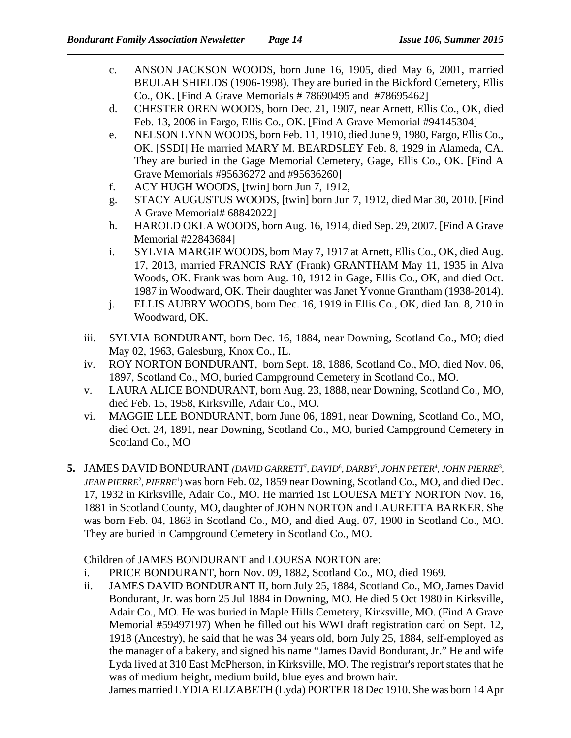c. ANSON JACKSON WOODS, born June 16, 1905, died May 6, 2001, married BEULAH SHIELDS (1906-1998). They are buried in the Bickford Cemetery, Ellis Co., OK. [Find A Grave Memorials # 78690495 and #78695462]

d. CHESTER OREN WOODS, born Dec. 21, 1907, near Arnett, Ellis Co., OK, died Feb. 13, 2006 in Fargo, Ellis Co., OK. [Find A Grave Memorial #94145304]

e. NELSON LYNN WOODS, born Feb. 11, 1910, died June 9, 1980, Fargo, Ellis Co., OK. [SSDI] He married MARY M. BEARDSLEY Feb. 8, 1929 in Alameda, CA. They are buried in the Gage Memorial Cemetery, Gage, Ellis Co., OK. [Find A Grave Memorials #95636272 and #95636260]

f. ACY HUGH WOODS, [twin] born Jun 7, 1912,

g. STACY AUGUSTUS WOODS, [twin] born Jun 7, 1912, died Mar 30, 2010. [Find A Grave Memorial# 68842022]

h. HAROLD OKLA WOODS, born Aug. 16, 1914, died Sep. 29, 2007. [Find A Grave Memorial #22843684]

i. SYLVIA MARGIE WOODS, born May 7, 1917 at Arnett, Ellis Co., OK, died Aug. 17, 2013, married FRANCIS RAY (Frank) GRANTHAM May 11, 1935 in Alva Woods, OK. Frank was born Aug. 10, 1912 in Gage, Ellis Co., OK, and died Oct. 1987 in Woodward, OK. Their daughter was Janet Yvonne Grantham (1938-2014).

j. ELLIS AUBRY WOODS, born Dec. 16, 1919 in Ellis Co., OK, died Jan. 8, 210 in Woodward, OK.

iii. SYLVIA BONDURANT, born Dec. 16, 1884, near Downing, Scotland Co., MO; died May 02, 1963, Galesburg, Knox Co., IL.

iv. ROY NORTON BONDURANT, born Sept. 18, 1886, Scotland Co., MO, died Nov. 06, 1897, Scotland Co., MO, buried Campground Cemetery in Scotland Co., MO.

v. LAURA ALICE BONDURANT, born Aug. 23, 1888, near Downing, Scotland Co., MO, died Feb. 15, 1958, Kirksville, Adair Co., MO.

vi. MAGGIE LEE BONDURANT, born June 06, 1891, near Downing, Scotland Co., MO, died Oct. 24, 1891, near Downing, Scotland Co., MO, buried Campground Cemetery in Scotland Co., MO

**5.** JAMES DAVID BONDURANT *(DAVID GARRETT[7], DAVID[6], DARBY[5], JOHN PETER[4], JOHN PIERRE[3], JEAN PIERRE[2], PIERRE[1])* was born Feb. 02, 1859 near Downing, Scotland Co., MO, and died Dec. 17, 1932 in Kirksville, Adair Co., MO. He married 1st LOUESA METY NORTON Nov. 16, 1881 in Scotland County, MO, daughter of JOHN NORTON and LAURETTA BARKER. She was born Feb. 04, 1863 in Scotland Co., MO, and died Aug. 07, 1900 in Scotland Co., MO. They are buried in Campground Cemetery in Scotland Co., MO.

Children of JAMES BONDURANT and LOUESA NORTON are:

i. PRICE BONDURANT, born Nov. 09, 1882, Scotland Co., MO, died 1969.

ii. JAMES DAVID BONDURANT II, born July 25, 1884, Scotland Co., MO, James David Bondurant, Jr. was born 25 Jul 1884 in Downing, MO. He died 5 Oct 1980 in Kirksville, Adair Co., MO. He was buried in Maple Hills Cemetery, Kirksville, MO. (Find A Grave Memorial #59497197) When he filled out his WWI draft registration card on Sept. 12, 1918 (Ancestry), he said that he was 34 years old, born July 25, 1884, self-employed as the manager of a bakery, and signed his name "James David Bondurant, Jr." He and wife Lyda lived at 310 East McPherson, in Kirksville, MO. The registrar's report states that he was of medium height, medium build, blue eyes and brown hair.
James married LYDIA ELIZABETH (Lyda) PORTER 18 Dec 1910. She was born 14 Apr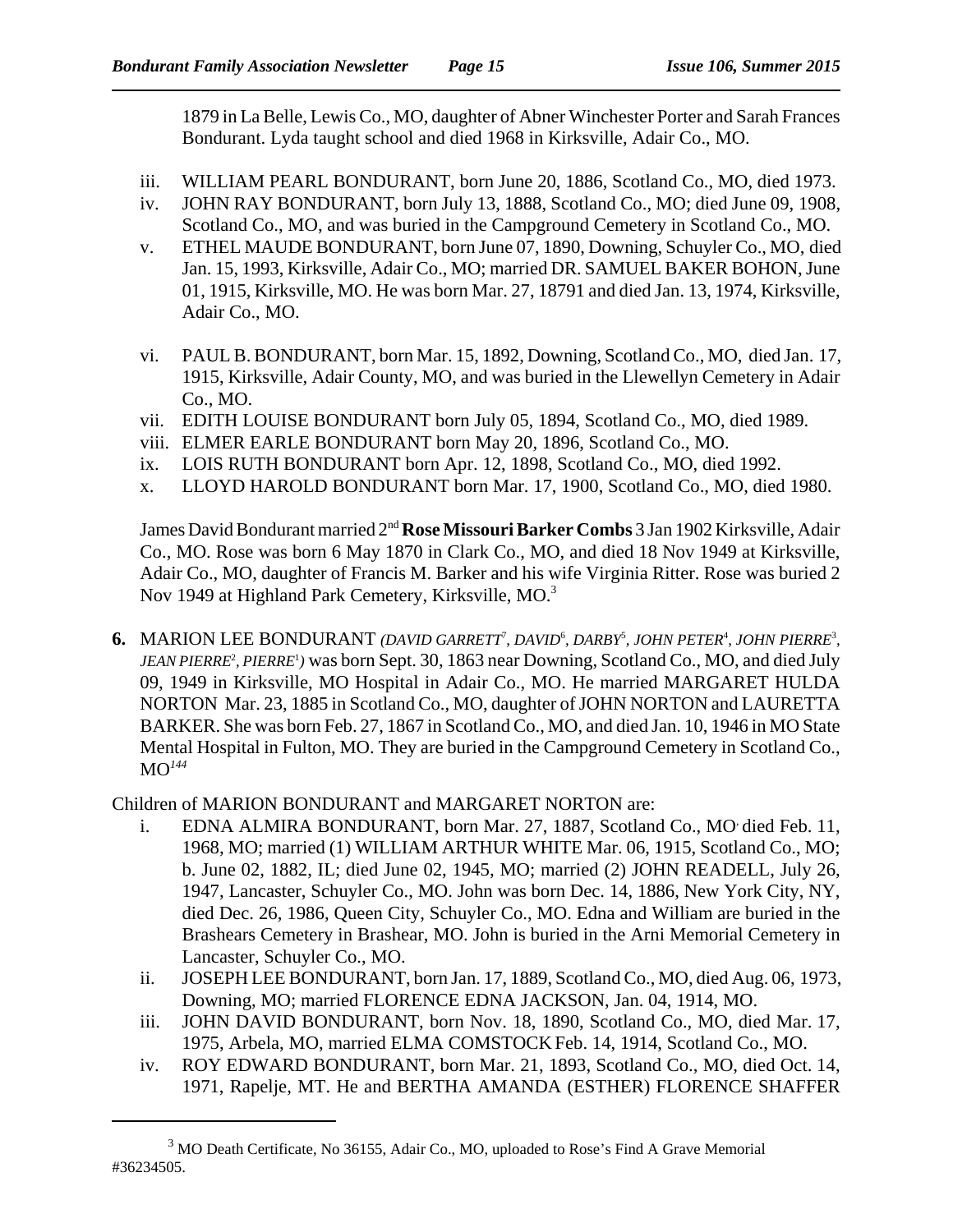1879 in La Belle, Lewis Co., MO, daughter of Abner Winchester Porter and Sarah Frances Bondurant. Lyda taught school and died 1968 in Kirksville, Adair Co., MO.

- iii. WILLIAM PEARL BONDURANT, born June 20, 1886, Scotland Co., MO, died 1973.
- iv. JOHN RAY BONDURANT, born July 13, 1888, Scotland Co., MO; died June 09, 1908, Scotland Co., MO, and was buried in the Campground Cemetery in Scotland Co., MO.
- v. ETHEL MAUDE BONDURANT, born June 07, 1890, Downing, Schuyler Co., MO, died Jan. 15, 1993, Kirksville, Adair Co., MO; married DR. SAMUEL BAKER BOHON, June 01, 1915, Kirksville, MO. He was born Mar. 27, 18791 and died Jan. 13, 1974, Kirksville, Adair Co., MO.
- vi. PAUL B. BONDURANT, born Mar. 15, 1892, Downing, Scotland Co., MO, died Jan. 17, 1915, Kirksville, Adair County, MO, and was buried in the Llewellyn Cemetery in Adair Co., MO.
- vii. EDITH LOUISE BONDURANT born July 05, 1894, Scotland Co., MO, died 1989.
- viii. ELMER EARLE BONDURANT born May 20, 1896, Scotland Co., MO.
- ix. LOIS RUTH BONDURANT born Apr. 12, 1898, Scotland Co., MO, died 1992.
- x. LLOYD HAROLD BONDURANT born Mar. 17, 1900, Scotland Co., MO, died 1980.

James David Bondurant married 2nd **Rose Missouri Barker Combs** 3 Jan 1902 Kirksville, Adair Co., MO. Rose was born 6 May 1870 in Clark Co., MO, and died 18 Nov 1949 at Kirksville, Adair Co., MO, daughter of Francis M. Barker and his wife Virginia Ritter. Rose was buried 2 Nov 1949 at Highland Park Cemetery, Kirksville, MO.[3]

**6.** MARION LEE BONDURANT *(DAVID GARRETT[7], DAVID[6], DARBY[5], JOHN PETER[4], JOHN PIERRE[3], JEAN PIERRE[2], PIERRE[1])* was born Sept. 30, 1863 near Downing, Scotland Co., MO, and died July 09, 1949 in Kirksville, MO Hospital in Adair Co., MO. He married MARGARET HULDA NORTON Mar. 23, 1885 in Scotland Co., MO, daughter of JOHN NORTON and LAURETTA BARKER. She was born Feb. 27, 1867 in Scotland Co., MO, and died Jan. 10, 1946 in MO State Mental Hospital in Fulton, MO. They are buried in the Campground Cemetery in Scotland Co., MO[144]

Children of MARION BONDURANT and MARGARET NORTON are:

- i. EDNA ALMIRA BONDURANT, born Mar. 27, 1887, Scotland Co., MO, died Feb. 11, 1968, MO; married (1) WILLIAM ARTHUR WHITE Mar. 06, 1915, Scotland Co., MO; b. June 02, 1882, IL; died June 02, 1945, MO; married (2) JOHN READELL, July 26, 1947, Lancaster, Schuyler Co., MO. John was born Dec. 14, 1886, New York City, NY, died Dec. 26, 1986, Queen City, Schuyler Co., MO. Edna and William are buried in the Brashears Cemetery in Brashear, MO. John is buried in the Arni Memorial Cemetery in Lancaster, Schuyler Co., MO.
- ii. JOSEPH LEE BONDURANT, born Jan. 17, 1889, Scotland Co., MO, died Aug. 06, 1973, Downing, MO; married FLORENCE EDNA JACKSON, Jan. 04, 1914, MO.
- iii. JOHN DAVID BONDURANT, born Nov. 18, 1890, Scotland Co., MO, died Mar. 17, 1975, Arbela, MO, married ELMA COMSTOCK Feb. 14, 1914, Scotland Co., MO.
- iv. ROY EDWARD BONDURANT, born Mar. 21, 1893, Scotland Co., MO, died Oct. 14, 1971, Rapelje, MT. He and BERTHA AMANDA (ESTHER) FLORENCE SHAFFER

---

[3] MO Death Certificate, No 36155, Adair Co., MO, uploaded to Rose's Find A Grave Memorial #36234505.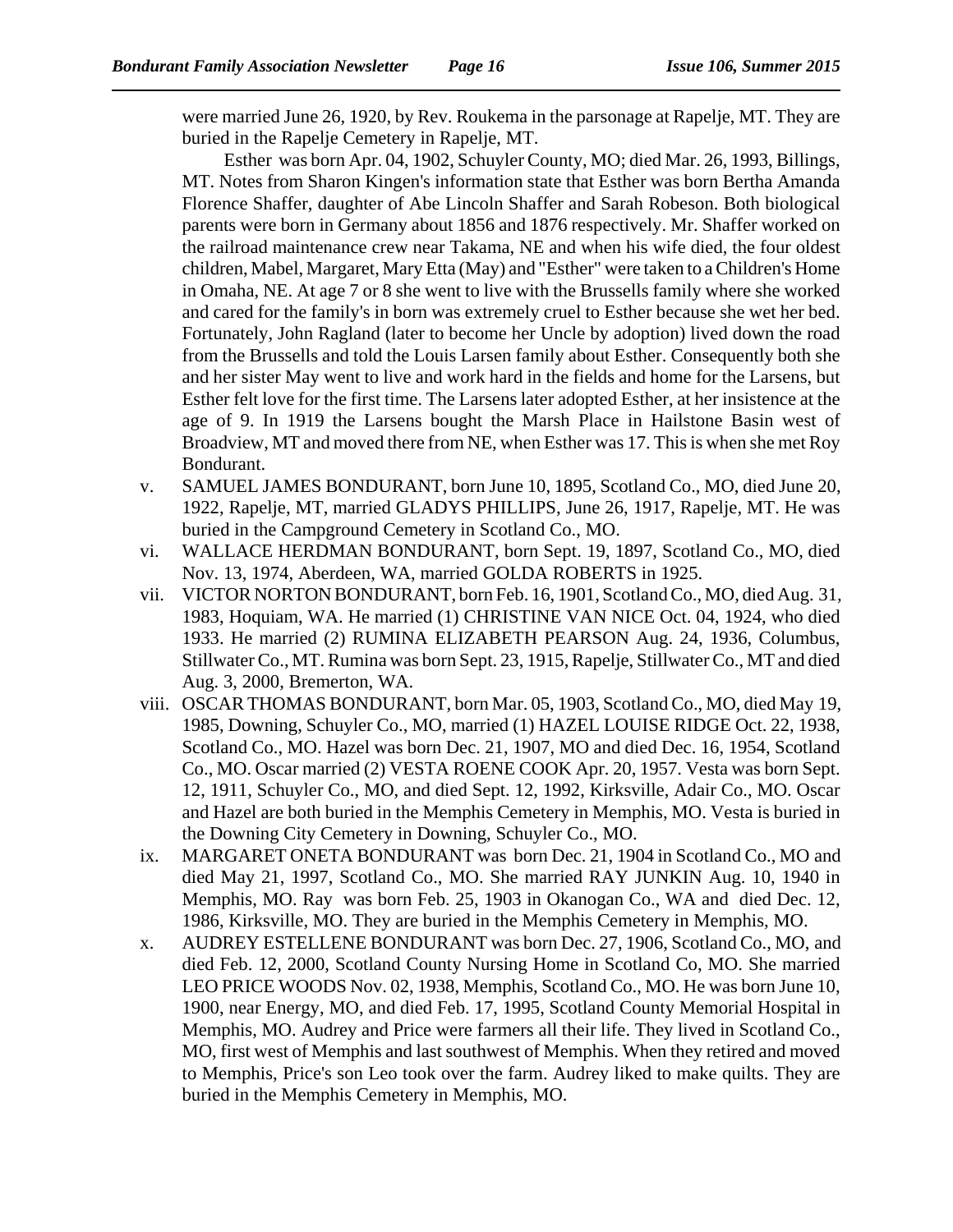were married June 26, 1920, by Rev. Roukema in the parsonage at Rapelje, MT. They are buried in the Rapelje Cemetery in Rapelje, MT.

Esther was born Apr. 04, 1902, Schuyler County, MO; died Mar. 26, 1993, Billings, MT. Notes from Sharon Kingen's information state that Esther was born Bertha Amanda Florence Shaffer, daughter of Abe Lincoln Shaffer and Sarah Robeson. Both biological parents were born in Germany about 1856 and 1876 respectively. Mr. Shaffer worked on the railroad maintenance crew near Takama, NE and when his wife died, the four oldest children, Mabel, Margaret, Mary Etta (May) and "Esther" were taken to a Children's Home in Omaha, NE. At age 7 or 8 she went to live with the Brussells family where she worked and cared for the family's in born was extremely cruel to Esther because she wet her bed. Fortunately, John Ragland (later to become her Uncle by adoption) lived down the road from the Brussells and told the Louis Larsen family about Esther. Consequently both she and her sister May went to live and work hard in the fields and home for the Larsens, but Esther felt love for the first time. The Larsens later adopted Esther, at her insistence at the age of 9. In 1919 the Larsens bought the Marsh Place in Hailstone Basin west of Broadview, MT and moved there from NE, when Esther was 17. This is when she met Roy Bondurant.

v. SAMUEL JAMES BONDURANT, born June 10, 1895, Scotland Co., MO, died June 20, 1922, Rapelje, MT, married GLADYS PHILLIPS, June 26, 1917, Rapelje, MT. He was buried in the Campground Cemetery in Scotland Co., MO.

vi. WALLACE HERDMAN BONDURANT, born Sept. 19, 1897, Scotland Co., MO, died Nov. 13, 1974, Aberdeen, WA, married GOLDA ROBERTS in 1925.

vii. VICTOR NORTON BONDURANT, born Feb. 16, 1901, Scotland Co., MO, died Aug. 31, 1983, Hoquiam, WA. He married (1) CHRISTINE VAN NICE Oct. 04, 1924, who died 1933. He married (2) RUMINA ELIZABETH PEARSON Aug. 24, 1936, Columbus, Stillwater Co., MT. Rumina was born Sept. 23, 1915, Rapelje, Stillwater Co., MT and died Aug. 3, 2000, Bremerton, WA.

viii. OSCAR THOMAS BONDURANT, born Mar. 05, 1903, Scotland Co., MO, died May 19, 1985, Downing, Schuyler Co., MO, married (1) HAZEL LOUISE RIDGE Oct. 22, 1938, Scotland Co., MO. Hazel was born Dec. 21, 1907, MO and died Dec. 16, 1954, Scotland Co., MO. Oscar married (2) VESTA ROENE COOK Apr. 20, 1957. Vesta was born Sept. 12, 1911, Schuyler Co., MO, and died Sept. 12, 1992, Kirksville, Adair Co., MO. Oscar and Hazel are both buried in the Memphis Cemetery in Memphis, MO. Vesta is buried in the Downing City Cemetery in Downing, Schuyler Co., MO.

ix. MARGARET ONETA BONDURANT was born Dec. 21, 1904 in Scotland Co., MO and died May 21, 1997, Scotland Co., MO. She married RAY JUNKIN Aug. 10, 1940 in Memphis, MO. Ray was born Feb. 25, 1903 in Okanogan Co., WA and died Dec. 12, 1986, Kirksville, MO. They are buried in the Memphis Cemetery in Memphis, MO.

x. AUDREY ESTELLENE BONDURANT was born Dec. 27, 1906, Scotland Co., MO, and died Feb. 12, 2000, Scotland County Nursing Home in Scotland Co, MO. She married LEO PRICE WOODS Nov. 02, 1938, Memphis, Scotland Co., MO. He was born June 10, 1900, near Energy, MO, and died Feb. 17, 1995, Scotland County Memorial Hospital in Memphis, MO. Audrey and Price were farmers all their life. They lived in Scotland Co., MO, first west of Memphis and last southwest of Memphis. When they retired and moved to Memphis, Price's son Leo took over the farm. Audrey liked to make quilts. They are buried in the Memphis Cemetery in Memphis, MO.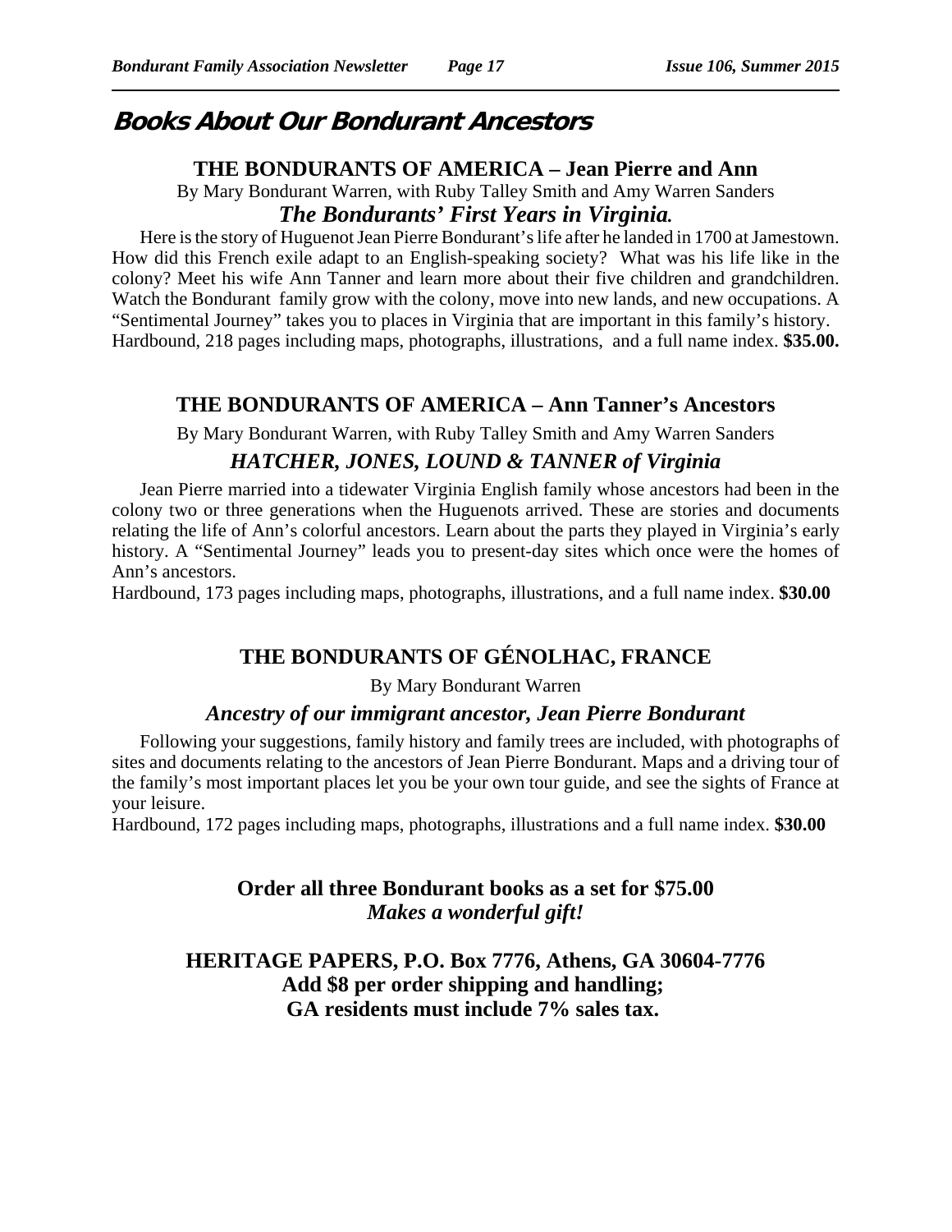# Books About Our Bondurant Ancestors

## THE BONDURANTS OF AMERICA – Jean Pierre and Ann

By Mary Bondurant Warren, with Ruby Talley Smith and Amy Warren Sanders

### *The Bondurants' First Years in Virginia.*

Here is the story of Huguenot Jean Pierre Bondurant's life after he landed in 1700 at Jamestown. How did this French exile adapt to an English-speaking society? What was his life like in the colony? Meet his wife Ann Tanner and learn more about their five children and grandchildren. Watch the Bondurant family grow with the colony, move into new lands, and new occupations. A "Sentimental Journey" takes you to places in Virginia that are important in this family's history.
Hardbound, 218 pages including maps, photographs, illustrations, and a full name index. **$35.00.**

## THE BONDURANTS OF AMERICA – Ann Tanner's Ancestors

By Mary Bondurant Warren, with Ruby Talley Smith and Amy Warren Sanders

### *HATCHER, JONES, LOUND & TANNER of Virginia*

Jean Pierre married into a tidewater Virginia English family whose ancestors had been in the colony two or three generations when the Huguenots arrived. These are stories and documents relating the life of Ann's colorful ancestors. Learn about the parts they played in Virginia's early history. A "Sentimental Journey" leads you to present-day sites which once were the homes of Ann's ancestors.
Hardbound, 173 pages including maps, photographs, illustrations, and a full name index. **$30.00**

## THE BONDURANTS OF GÉNOLHAC, FRANCE

By Mary Bondurant Warren

### *Ancestry of our immigrant ancestor, Jean Pierre Bondurant*

Following your suggestions, family history and family trees are included, with photographs of sites and documents relating to the ancestors of Jean Pierre Bondurant. Maps and a driving tour of the family's most important places let you be your own tour guide, and see the sights of France at your leisure.
Hardbound, 172 pages including maps, photographs, illustrations and a full name index. **$30.00**

**Order all three Bondurant books as a set for $75.00**
***Makes a wonderful gift!***

**HERITAGE PAPERS, P.O. Box 7776, Athens, GA 30604-7776**
**Add $8 per order shipping and handling;**
**GA residents must include 7% sales tax.**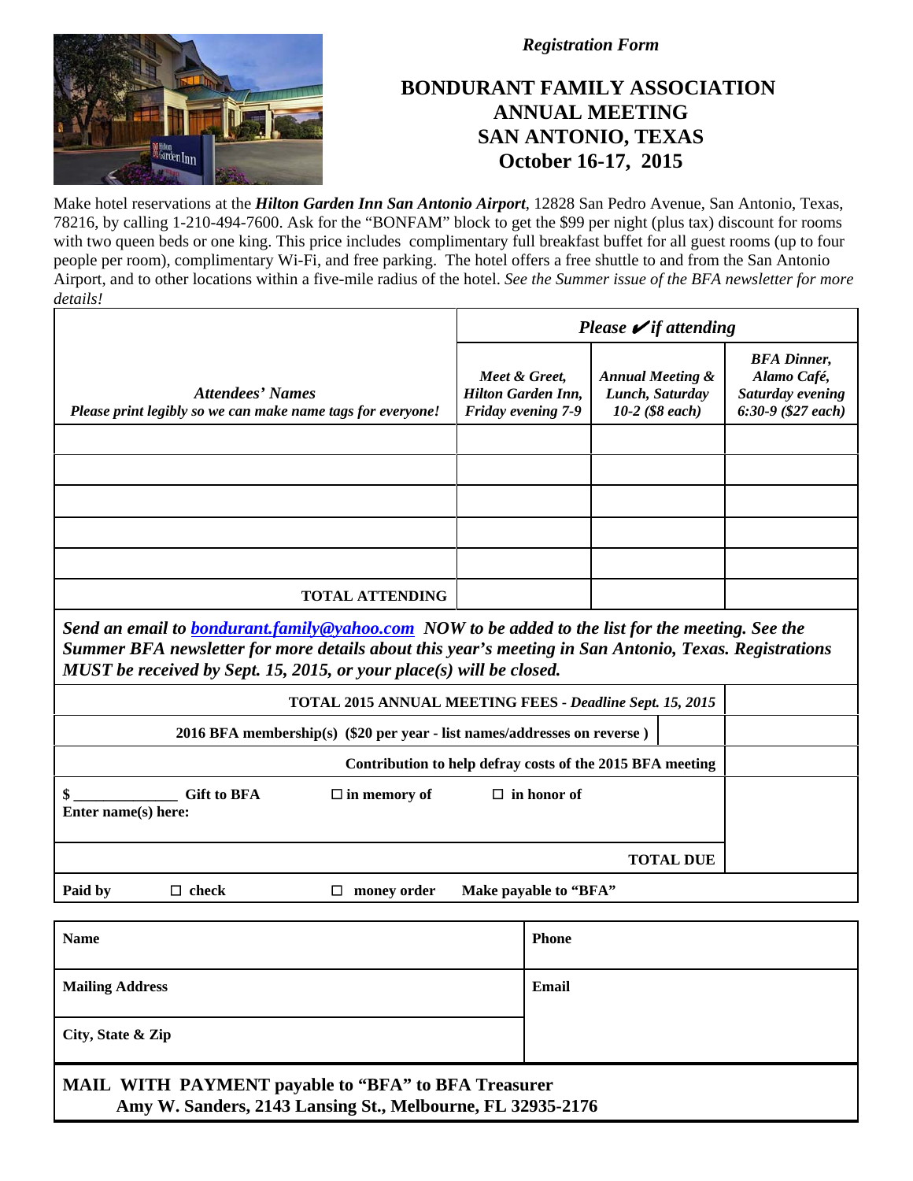*Registration Form*

# BONDURANT FAMILY ASSOCIATION ANNUAL MEETING SAN ANTONIO, TEXAS October 16-17, 2015

Make hotel reservations at the ***Hilton Garden Inn San Antonio Airport***, 12828 San Pedro Avenue, San Antonio, Texas, 78216, by calling 1-210-494-7600. Ask for the "BONFAM" block to get the $99 per night (plus tax) discount for rooms with two queen beds or one king. This price includes complimentary full breakfast buffet for all guest rooms (up to four people per room), complimentary Wi-Fi, and free parking. The hotel offers a free shuttle to and from the San Antonio Airport, and to other locations within a five-mile radius of the hotel. *See the Summer issue of the BFA newsletter for more details!*

| | ***Please ✔ if attending*** | | |
|---|---|---|---|
| ***Attendees' Names*** ***Please print legibly so we can make name tags for everyone!*** | ***Meet & Greet, Hilton Garden Inn, Friday evening 7-9*** | ***Annual Meeting & Lunch, Saturday 10-2 ($8 each)*** | ***BFA Dinner, Alamo Café, Saturday evening 6:30-9 ($27 each)*** |
| | | | |
| | | | |
| | | | |
| | | | |
| | | | |
| **TOTAL ATTENDING** | | | |

***Send an email to bondurant.family@yahoo.com NOW to be added to the list for the meeting. See the Summer BFA newsletter for more details about this year's meeting in San Antonio, Texas. Registrations MUST be received by Sept. 15, 2015, or your place(s) will be closed.***

| | |
|---|---|
| **TOTAL 2015 ANNUAL MEETING FEES - *Deadline Sept. 15, 2015*** | |
| **2016 BFA membership(s) ($20 per year - list names/addresses on reverse )** | |
| **Contribution to help defray costs of the 2015 BFA meeting** | |
| **$ ______________ Gift to BFA ☐ in memory of ☐ in honor of** **Enter name(s) here:** | |
| **TOTAL DUE** | |

**Paid by ☐ check ☐ money order Make payable to "BFA"**

| | |
|---|---|
| **Name** | **Phone** |
| **Mailing Address** | **Email** |
| **City, State & Zip** | |

**MAIL WITH PAYMENT payable to "BFA" to BFA Treasurer**
**Amy W. Sanders, 2143 Lansing St., Melbourne, FL 32935-2176**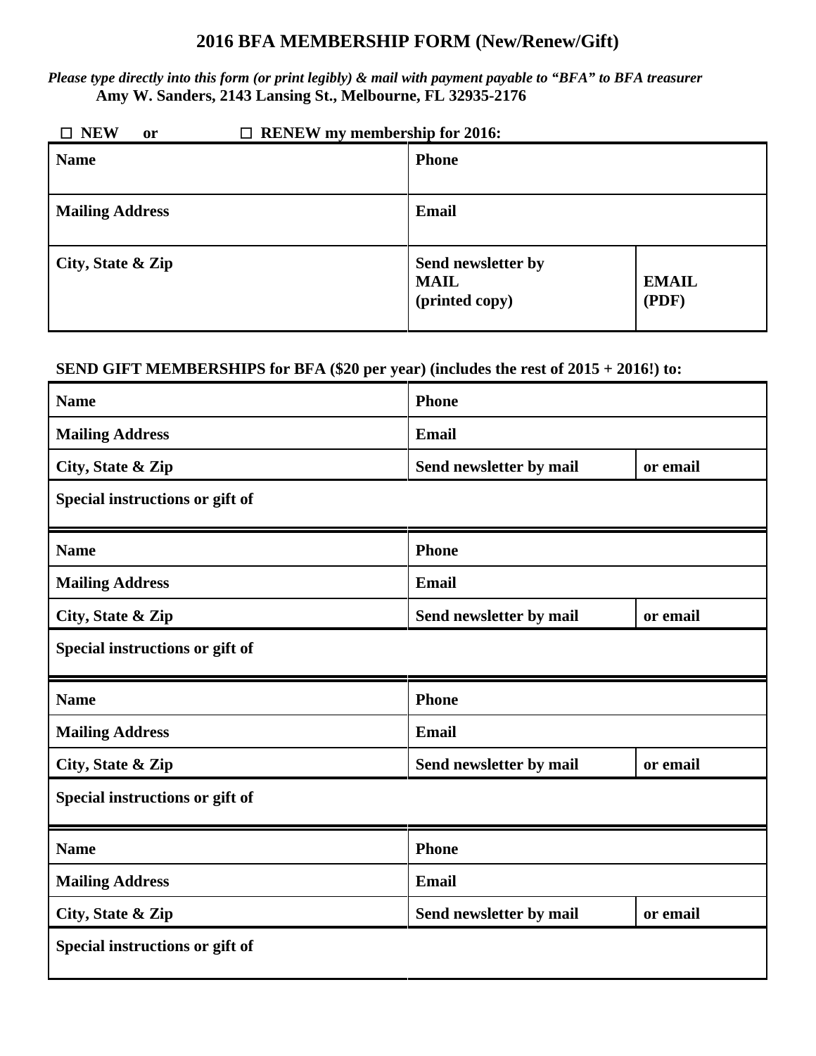# 2016 BFA MEMBERSHIP FORM (New/Renew/Gift)

***Please type directly into this form (or print legibly) & mail with payment payable to "BFA" to BFA treasurer***
**Amy W. Sanders, 2143 Lansing St., Melbourne, FL 32935-2176**

**☐ NEW or ☐ RENEW my membership for 2016:**

| | | |
|---|---|---|
| **Name** | **Phone** | |
| **Mailing Address** | **Email** | |
| **City, State & Zip** | **Send newsletter by MAIL (printed copy)** | **EMAIL (PDF)** |

**SEND GIFT MEMBERSHIPS for BFA ($20 per year) (includes the rest of 2015 + 2016!) to:**

| | | |
|---|---|---|
| **Name** | **Phone** | |
| **Mailing Address** | **Email** | |
| **City, State & Zip** | **Send newsletter by mail** | **or email** |
| **Special instructions or gift of** | | |
| **Name** | **Phone** | |
| **Mailing Address** | **Email** | |
| **City, State & Zip** | **Send newsletter by mail** | **or email** |
| **Special instructions or gift of** | | |
| **Name** | **Phone** | |
| **Mailing Address** | **Email** | |
| **City, State & Zip** | **Send newsletter by mail** | **or email** |
| **Special instructions or gift of** | | |
| **Name** | **Phone** | |
| **Mailing Address** | **Email** | |
| **City, State & Zip** | **Send newsletter by mail** | **or email** |
| **Special instructions or gift of** | | |